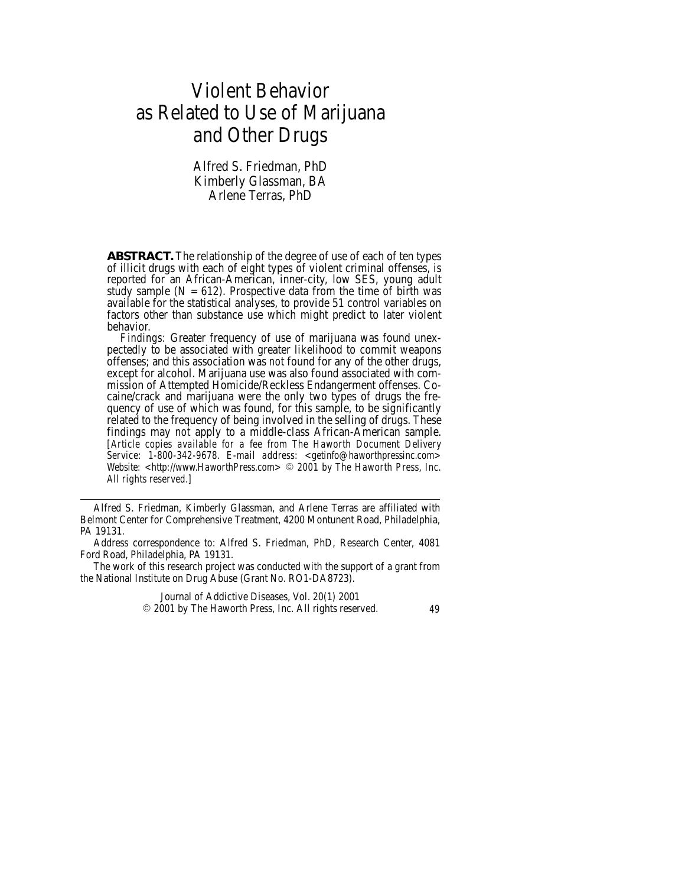# Violent Behavior as Related to Use of Marijuana and Other Drugs

Alfred S. Friedman, PhD
Kimberly Glassman, BA
Arlene Terras, PhD

**ABSTRACT.** The relationship of the degree of use of each of ten types of illicit drugs with each of eight types of violent criminal offenses, is reported for an African-American, inner-city, low SES, young adult study sample ($N = 612$). Prospective data from the time of birth was available for the statistical analyses, to provide 51 control variables on factors other than substance use which might predict to later violent behavior.

*Findings*: Greater frequency of use of marijuana was found unexpectedly to be associated with greater likelihood to commit weapons offenses; and this association was *not* found for any of the other drugs, except for alcohol. Marijuana use was also found associated with commission of Attempted Homicide/Reckless Endangerment offenses. Cocaine/crack and marijuana were the only two types of drugs the frequency of use of which was found, for this sample, to be significantly related to the frequency of being involved in the selling of drugs. These findings may not apply to a middle-class African-American sample. [*Article copies available for a fee from The Haworth Document Delivery Service: 1-800-342-9678. E-mail address: <getinfo@haworthpressinc.com> Website: <http://www.HaworthPress.com> © 2001 by The Haworth Press, Inc. All rights reserved.*]

---

Alfred S. Friedman, Kimberly Glassman, and Arlene Terras are affiliated with Belmont Center for Comprehensive Treatment, 4200 Montunent Road, Philadelphia, PA 19131.

Address correspondence to: Alfred S. Friedman, PhD, Research Center, 4081 Ford Road, Philadelphia, PA 19131.

The work of this research project was conducted with the support of a grant from the National Institute on Drug Abuse (Grant No. RO1-DA8723).

Journal of Addictive Diseases, Vol. 20(1) 2001
© 2001 by The Haworth Press, Inc. All rights reserved.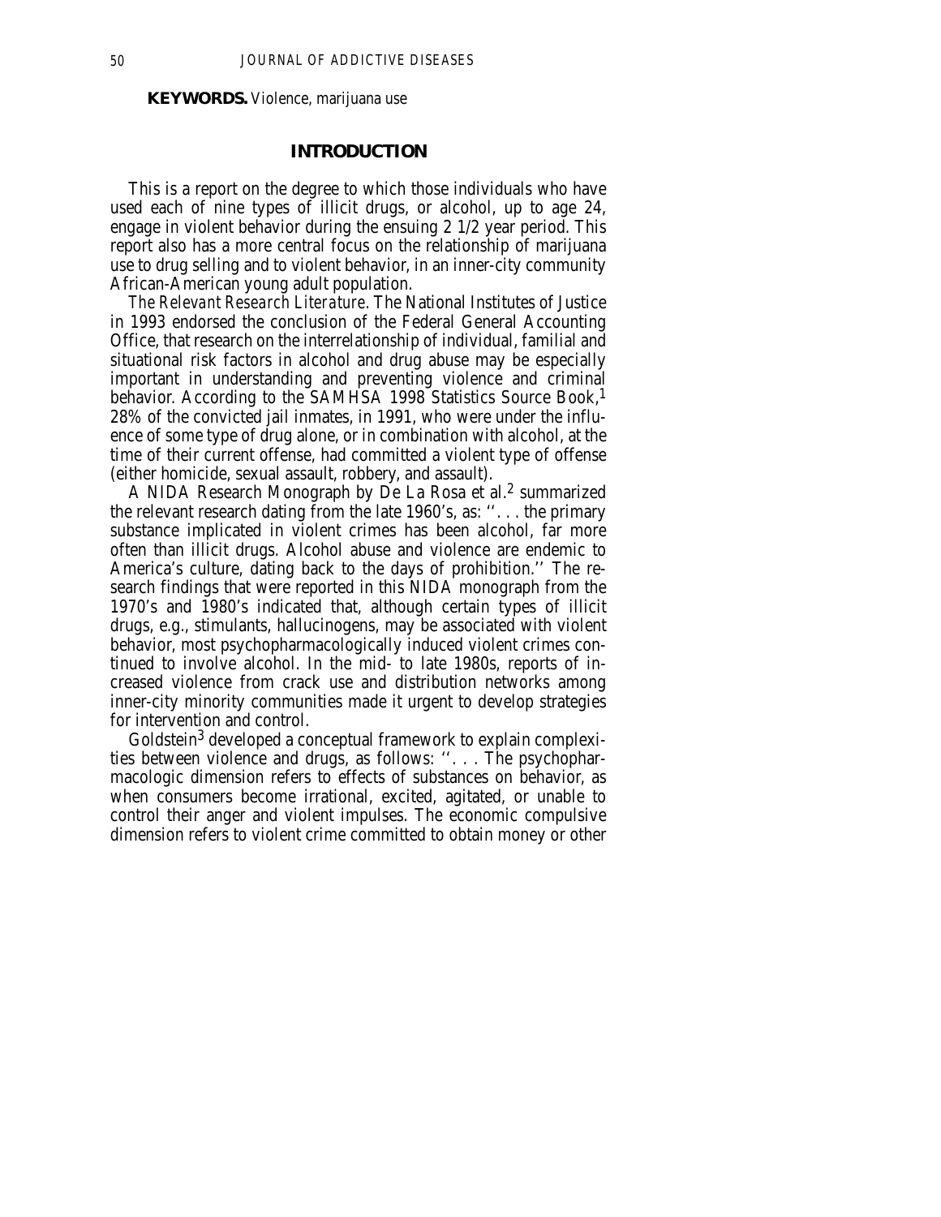**KEYWORDS.** Violence, marijuana use

## INTRODUCTION

This is a report on the degree to which those individuals who have used each of nine types of illicit drugs, or alcohol, up to age 24, engage in violent behavior during the ensuing 2 1/2 year period. This report also has a more central focus on the relationship of marijuana use to drug selling and to violent behavior, in an inner-city community African-American young adult population.

*The Relevant Research Literature*. The National Institutes of Justice in 1993 endorsed the conclusion of the Federal General Accounting Office, that research on the interrelationship of individual, familial and situational risk factors in alcohol and drug abuse may be especially important in understanding and preventing violence and criminal behavior. According to the SAMHSA 1998 Statistics Source Book,[1] 28% of the convicted jail inmates, in 1991, who were under the influence of some type of drug alone, or in combination with alcohol, at the time of their current offense, had committed a violent type of offense (either homicide, sexual assault, robbery, and assault).

A NIDA Research Monograph by De La Rosa et al.[2] summarized the relevant research dating from the late 1960's, as: ''. . . the primary substance implicated in violent crimes has been alcohol, far more often than illicit drugs. Alcohol abuse and violence are endemic to America's culture, dating back to the days of prohibition.'' The research findings that were reported in this NIDA monograph from the 1970's and 1980's indicated that, although certain types of illicit drugs, e.g., stimulants, hallucinogens, may be associated with violent behavior, most psychopharmacologically induced violent crimes continued to involve alcohol. In the mid- to late 1980s, reports of increased violence from crack use and distribution networks among inner-city minority communities made it urgent to develop strategies for intervention and control.

Goldstein[3] developed a conceptual framework to explain complexities between violence and drugs, as follows: ''. . . The psychopharmacologic dimension refers to effects of substances on behavior, as when consumers become irrational, excited, agitated, or unable to control their anger and violent impulses. The economic compulsive dimension refers to violent crime committed to obtain money or other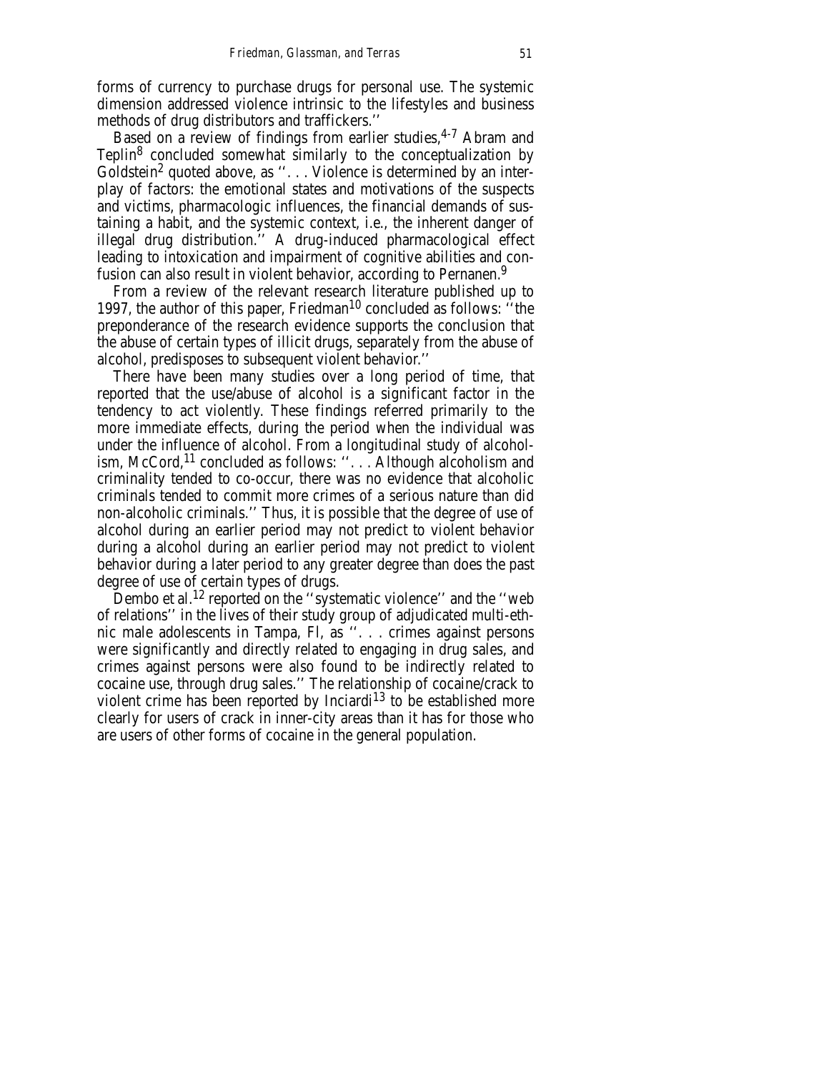forms of currency to purchase drugs for personal use. The systemic dimension addressed violence intrinsic to the lifestyles and business methods of drug distributors and traffickers.''

Based on a review of findings from earlier studies,[4-7] Abram and Teplin[8] concluded somewhat similarly to the conceptualization by Goldstein[2] quoted above, as ''. . . Violence is determined by an interplay of factors: the emotional states and motivations of the suspects and victims, pharmacologic influences, the financial demands of sustaining a habit, and the systemic context, i.e., the inherent danger of illegal drug distribution.'' A drug-induced pharmacological effect leading to intoxication and impairment of cognitive abilities and confusion can also result in violent behavior, according to Pernanen.[9]

From a review of the relevant research literature published up to 1997, the author of this paper, Friedman[10] concluded as follows: ''the preponderance of the research evidence supports the conclusion that the abuse of certain types of illicit drugs, separately from the abuse of alcohol, predisposes to subsequent violent behavior.''

There have been many studies over a long period of time, that reported that the use/abuse of alcohol is a significant factor in the tendency to act violently. These findings referred primarily to the more immediate effects, during the period when the individual was under the influence of alcohol. From a longitudinal study of alcoholism, McCord,[11] concluded as follows: ''. . . Although alcoholism and criminality tended to co-occur, there was no evidence that alcoholic criminals tended to commit more crimes of a serious nature than did non-alcoholic criminals.'' Thus, it is possible that the degree of use of alcohol during an earlier period may not predict to violent behavior during a alcohol during an earlier period may not predict to violent behavior during a later period to any greater degree than does the past degree of use of certain types of drugs.

Dembo et al.[12] reported on the ''systematic violence'' and the ''web of relations'' in the lives of their study group of adjudicated multi-ethnic male adolescents in Tampa, Fl, as ''. . . crimes against persons were significantly and directly related to engaging in drug sales, and crimes against persons were also found to be indirectly related to cocaine use, through drug sales.'' The relationship of cocaine/crack to violent crime has been reported by Inciardi[13] to be established more clearly for users of crack in inner-city areas than it has for those who are users of other forms of cocaine in the general population.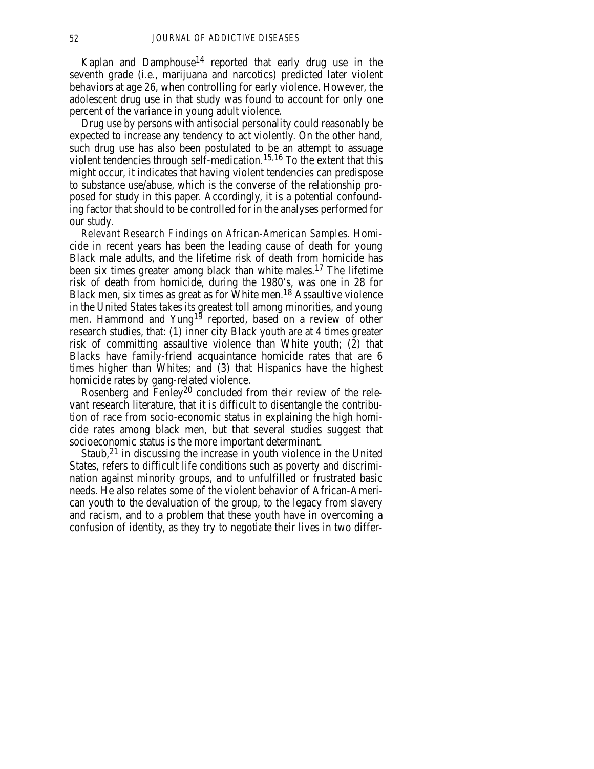Kaplan and Damphouse[14] reported that early drug use in the seventh grade (i.e., marijuana and narcotics) predicted later violent behaviors at age 26, when controlling for early violence. However, the adolescent drug use in that study was found to account for only one percent of the variance in young adult violence.

Drug use by persons with antisocial personality could reasonably be expected to increase any tendency to act violently. On the other hand, such drug use has also been postulated to be an attempt to assuage violent tendencies through self-medication.[15,16] To the extent that this might occur, it indicates that having violent tendencies can predispose to substance use/abuse, which is the converse of the relationship proposed for study in this paper. Accordingly, it is a potential confounding factor that should to be controlled for in the analyses performed for our study.

*Relevant Research Findings on African-American Samples*. Homicide in recent years has been the leading cause of death for young Black male adults, and the lifetime risk of death from homicide has been six times greater among black than white males.[17] The lifetime risk of death from homicide, during the 1980's, was one in 28 for Black men, six times as great as for White men.[18] Assaultive violence in the United States takes its greatest toll among minorities, and young men. Hammond and Yung[19] reported, based on a review of other research studies, that: (1) inner city Black youth are at 4 times greater risk of committing assaultive violence than White youth; (2) that Blacks have family-friend acquaintance homicide rates that are 6 times higher than Whites; and (3) that Hispanics have the highest homicide rates by gang-related violence.

Rosenberg and Fenley[20] concluded from their review of the relevant research literature, that it is difficult to disentangle the contribution of race from socio-economic status in explaining the high homicide rates among black men, but that several studies suggest that socioeconomic status is the more important determinant.

Staub,[21] in discussing the increase in youth violence in the United States, refers to difficult life conditions such as poverty and discrimination against minority groups, and to unfulfilled or frustrated basic needs. He also relates some of the violent behavior of African-American youth to the devaluation of the group, to the legacy from slavery and racism, and to a problem that these youth have in overcoming a confusion of identity, as they try to negotiate their lives in two differ-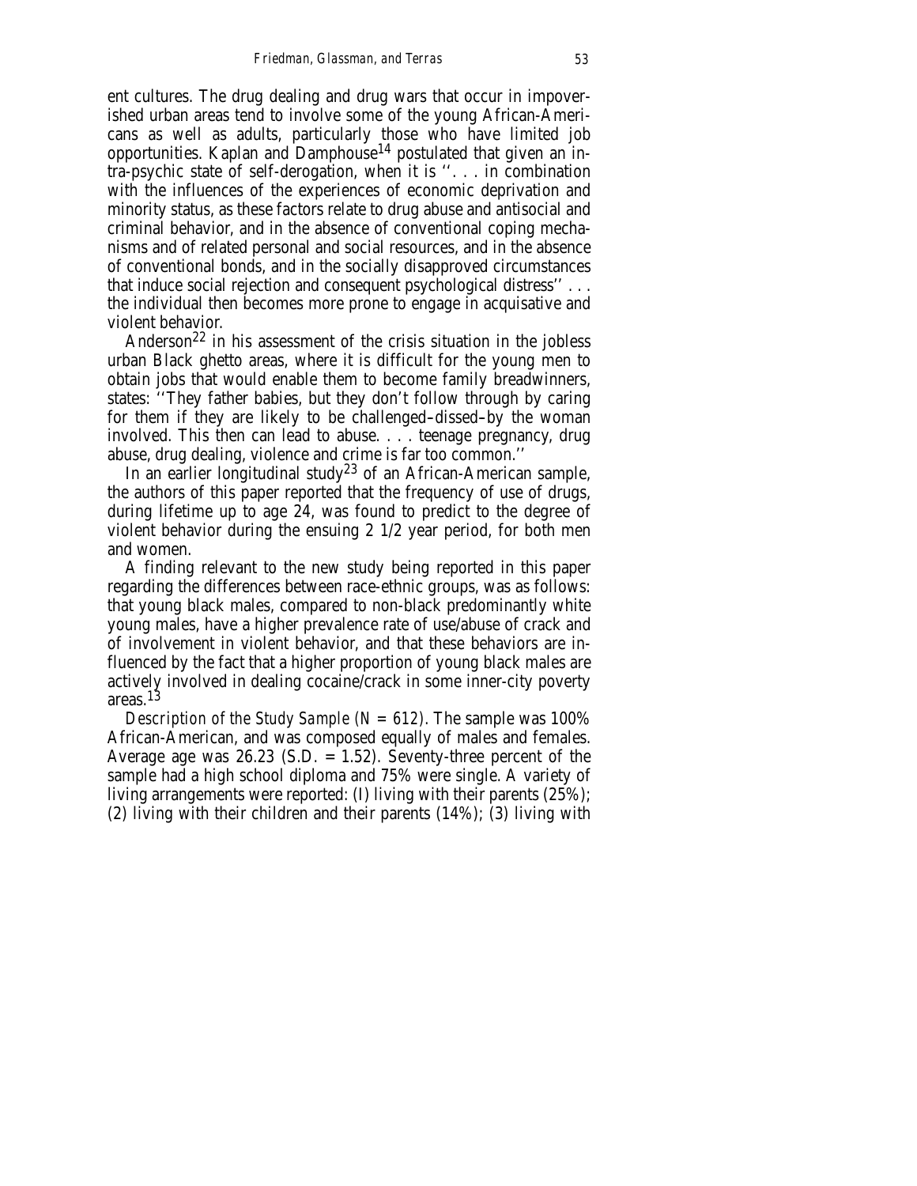ent cultures. The drug dealing and drug wars that occur in impoverished urban areas tend to involve some of the young African-Americans as well as adults, particularly those who have limited job opportunities. Kaplan and Damphouse[14] postulated that given an intra-psychic state of self-derogation, when it is ''. . . in combination with the influences of the experiences of economic deprivation and minority status, as these factors relate to drug abuse and antisocial and criminal behavior, and in the absence of conventional coping mechanisms and of related personal and social resources, and in the absence of conventional bonds, and in the socially disapproved circumstances that induce social rejection and consequent psychological distress'' . . . the individual then becomes more prone to engage in acquisative and violent behavior.

Anderson[22] in his assessment of the crisis situation in the jobless urban Black ghetto areas, where it is difficult for the young men to obtain jobs that would enable them to become family breadwinners, states: ''They father babies, but they don't follow through by caring for them if they are likely to be challenged–dissed–by the woman involved. This then can lead to abuse. . . . teenage pregnancy, drug abuse, drug dealing, violence and crime is far too common.''

In an earlier longitudinal study[23] of an African-American sample, the authors of this paper reported that the frequency of use of drugs, during lifetime up to age 24, was found to predict to the degree of violent behavior during the ensuing 2 1/2 year period, for both men and women.

A finding relevant to the new study being reported in this paper regarding the differences between race-ethnic groups, was as follows: that young black males, compared to non-black predominantly white young males, have a higher prevalence rate of use/abuse of crack and of involvement in violent behavior, and that these behaviors are influenced by the fact that a higher proportion of young black males are actively involved in dealing cocaine/crack in some inner-city poverty areas.[13]

*Description of the Study Sample (N = 612).* The sample was 100% African-American, and was composed equally of males and females. Average age was 26.23 (S.D. = 1.52). Seventy-three percent of the sample had a high school diploma and 75% were single. A variety of living arrangements were reported: (l) living with their parents (25%); (2) living with their children and their parents (14%); (3) living with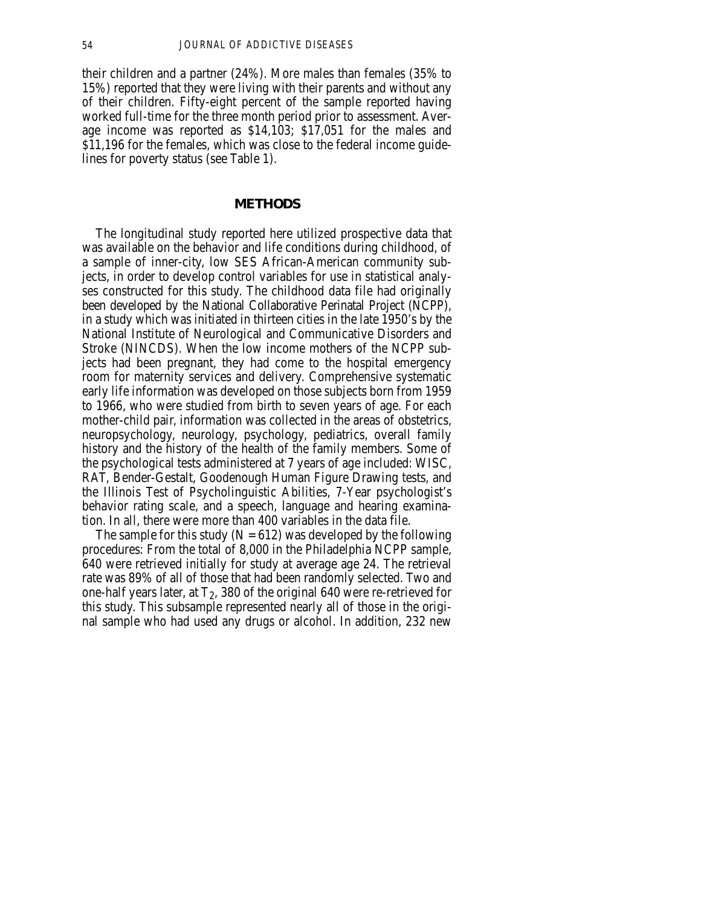their children and a partner (24%). More males than females (35% to 15%) reported that they were living with their parents and without any of their children. Fifty-eight percent of the sample reported having worked full-time for the three month period prior to assessment. Average income was reported as $14,103; $17,051 for the males and $11,196 for the females, which was close to the federal income guidelines for poverty status (see Table 1).

## METHODS

The longitudinal study reported here utilized prospective data that was available on the behavior and life conditions during childhood, of a sample of inner-city, low SES African-American community subjects, in order to develop control variables for use in statistical analyses constructed for this study. The childhood data file had originally been developed by the National Collaborative Perinatal Project (NCPP), in a study which was initiated in thirteen cities in the late 1950's by the National Institute of Neurological and Communicative Disorders and Stroke (NINCDS). When the low income mothers of the NCPP subjects had been pregnant, they had come to the hospital emergency room for maternity services and delivery. Comprehensive systematic early life information was developed on those subjects born from 1959 to 1966, who were studied from birth to seven years of age. For each mother-child pair, information was collected in the areas of obstetrics, neuropsychology, neurology, psychology, pediatrics, overall family history and the history of the health of the family members. Some of the psychological tests administered at 7 years of age included: WISC, RAT, Bender-Gestalt, Goodenough Human Figure Drawing tests, and the Illinois Test of Psycholinguistic Abilities, 7-Year psychologist's behavior rating scale, and a speech, language and hearing examination. In all, there were more than 400 variables in the data file.

The sample for this study ($N = 612$) was developed by the following procedures: From the total of 8,000 in the Philadelphia NCPP sample, 640 were retrieved initially for study at average age 24. The retrieval rate was 89% of all of those that had been randomly selected. Two and one-half years later, at $T_2$, 380 of the original 640 were re-retrieved for this study. This subsample represented nearly all of those in the original sample who had used any drugs or alcohol. In addition, 232 new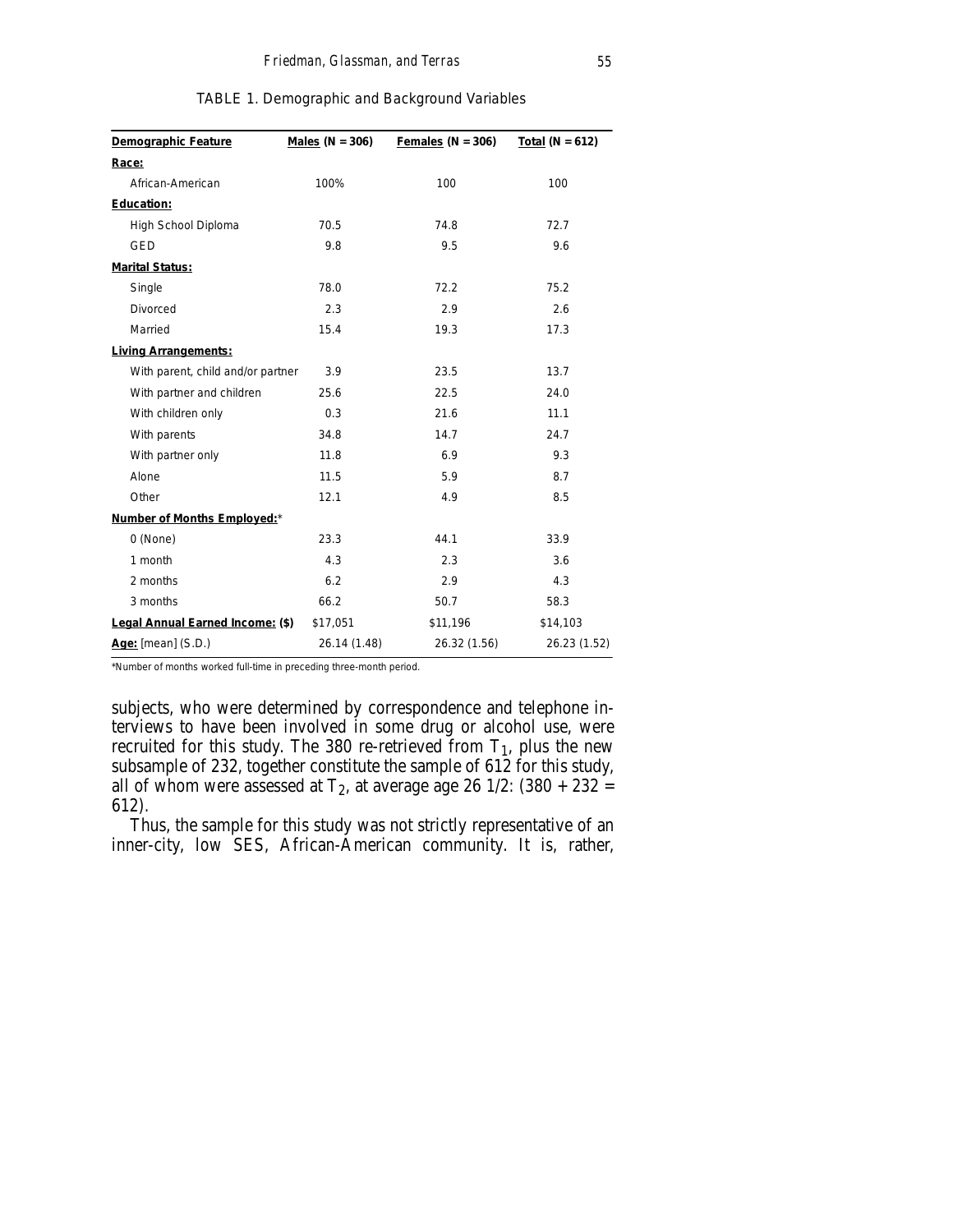TABLE 1. Demographic and Background Variables

| Demographic Feature | Males (N = 306) | Females (N = 306) | Total (N = 612) |
|---|---|---|---|
| **Race:** | | | |
| African-American | 100% | 100 | 100 |
| **Education:** | | | |
| High School Diploma | 70.5 | 74.8 | 72.7 |
| GED | 9.8 | 9.5 | 9.6 |
| **Marital Status:** | | | |
| Single | 78.0 | 72.2 | 75.2 |
| Divorced | 2.3 | 2.9 | 2.6 |
| Married | 15.4 | 19.3 | 17.3 |
| **Living Arrangements:** | | | |
| With parent, child and/or partner | 3.9 | 23.5 | 13.7 |
| With partner and children | 25.6 | 22.5 | 24.0 |
| With children only | 0.3 | 21.6 | 11.1 |
| With parents | 34.8 | 14.7 | 24.7 |
| With partner only | 11.8 | 6.9 | 9.3 |
| Alone | 11.5 | 5.9 | 8.7 |
| Other | 12.1 | 4.9 | 8.5 |
| **Number of Months Employed:*** | | | |
| 0 (None) | 23.3 | 44.1 | 33.9 |
| 1 month | 4.3 | 2.3 | 3.6 |
| 2 months | 6.2 | 2.9 | 4.3 |
| 3 months | 66.2 | 50.7 | 58.3 |
| **Legal Annual Earned Income: ($)** | $17,051 | $11,196 | $14,103 |
| **Age:** [mean] (S.D.) | 26.14 (1.48) | 26.32 (1.56) | 26.23 (1.52) |

*Number of months worked full-time in preceding three-month period.

subjects, who were determined by correspondence and telephone interviews to have been involved in some drug or alcohol use, were recruited for this study. The 380 re-retrieved from $T_1$, plus the new subsample of 232, together constitute the sample of 612 for this study, all of whom were assessed at $T_2$, at average age 26 1/2: (380 + 232 = 612).

Thus, the sample for this study was not strictly representative of an inner-city, low SES, African-American community. It is, rather,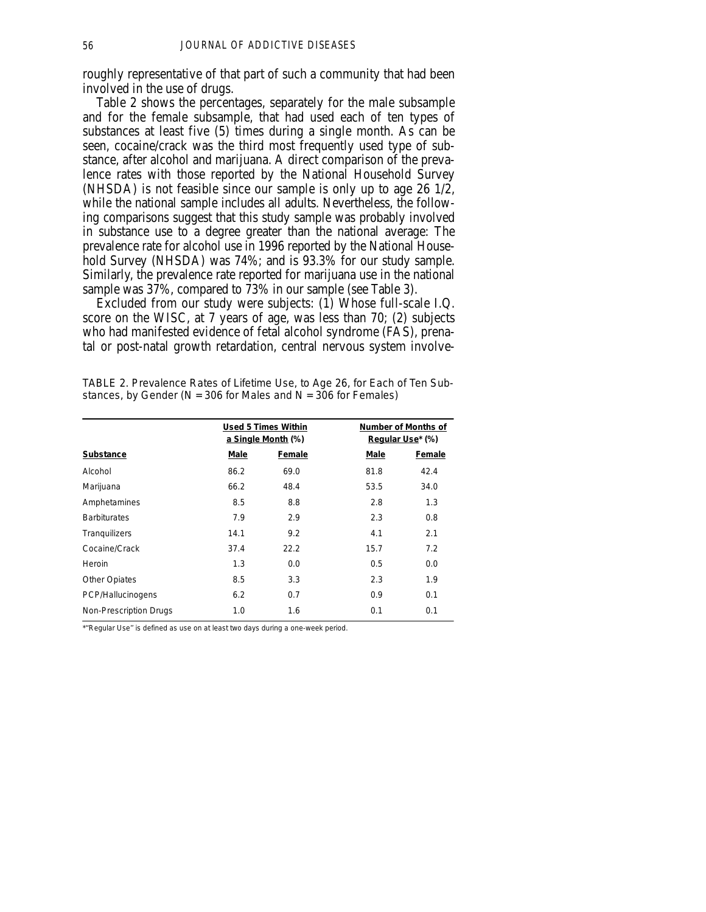roughly representative of that part of such a community that had been involved in the use of drugs.

Table 2 shows the percentages, separately for the male subsample and for the female subsample, that had used each of ten types of substances at least five (5) times during a single month. As can be seen, cocaine/crack was the third most frequently used type of substance, after alcohol and marijuana. A direct comparison of the prevalence rates with those reported by the National Household Survey (NHSDA) is not feasible since our sample is only up to age 26 1/2, while the national sample includes all adults. Nevertheless, the following comparisons suggest that this study sample was probably involved in substance use to a degree greater than the national average: The prevalence rate for alcohol use in 1996 reported by the National Household Survey (NHSDA) was 74%; and is 93.3% for our study sample. Similarly, the prevalence rate reported for marijuana use in the national sample was 37%, compared to 73% in our sample (see Table 3).

Excluded from our study were subjects: (1) Whose full-scale I.Q. score on the WISC, at 7 years of age, was less than 70; (2) subjects who had manifested evidence of fetal alcohol syndrome (FAS), prenatal or post-natal growth retardation, central nervous system involve-

TABLE 2. Prevalence Rates of Lifetime Use, to Age 26, for Each of Ten Substances, by Gender (N = 306 for Males and N = 306 for Females)

| | Used 5 Times Within a Single Month (%) | | Number of Months of Regular Use* (%) | |
|---|---|---|---|---|
| **Substance** | **Male** | **Female** | **Male** | **Female** |
| Alcohol | 86.2 | 69.0 | 81.8 | 42.4 |
| Marijuana | 66.2 | 48.4 | 53.5 | 34.0 |
| Amphetamines | 8.5 | 8.8 | 2.8 | 1.3 |
| Barbiturates | 7.9 | 2.9 | 2.3 | 0.8 |
| Tranquilizers | 14.1 | 9.2 | 4.1 | 2.1 |
| Cocaine/Crack | 37.4 | 22.2 | 15.7 | 7.2 |
| Heroin | 1.3 | 0.0 | 0.5 | 0.0 |
| Other Opiates | 8.5 | 3.3 | 2.3 | 1.9 |
| PCP/Hallucinogens | 6.2 | 0.7 | 0.9 | 0.1 |
| Non-Prescription Drugs | 1.0 | 1.6 | 0.1 | 0.1 |

*"Regular Use" is defined as use on at least two days during a one-week period.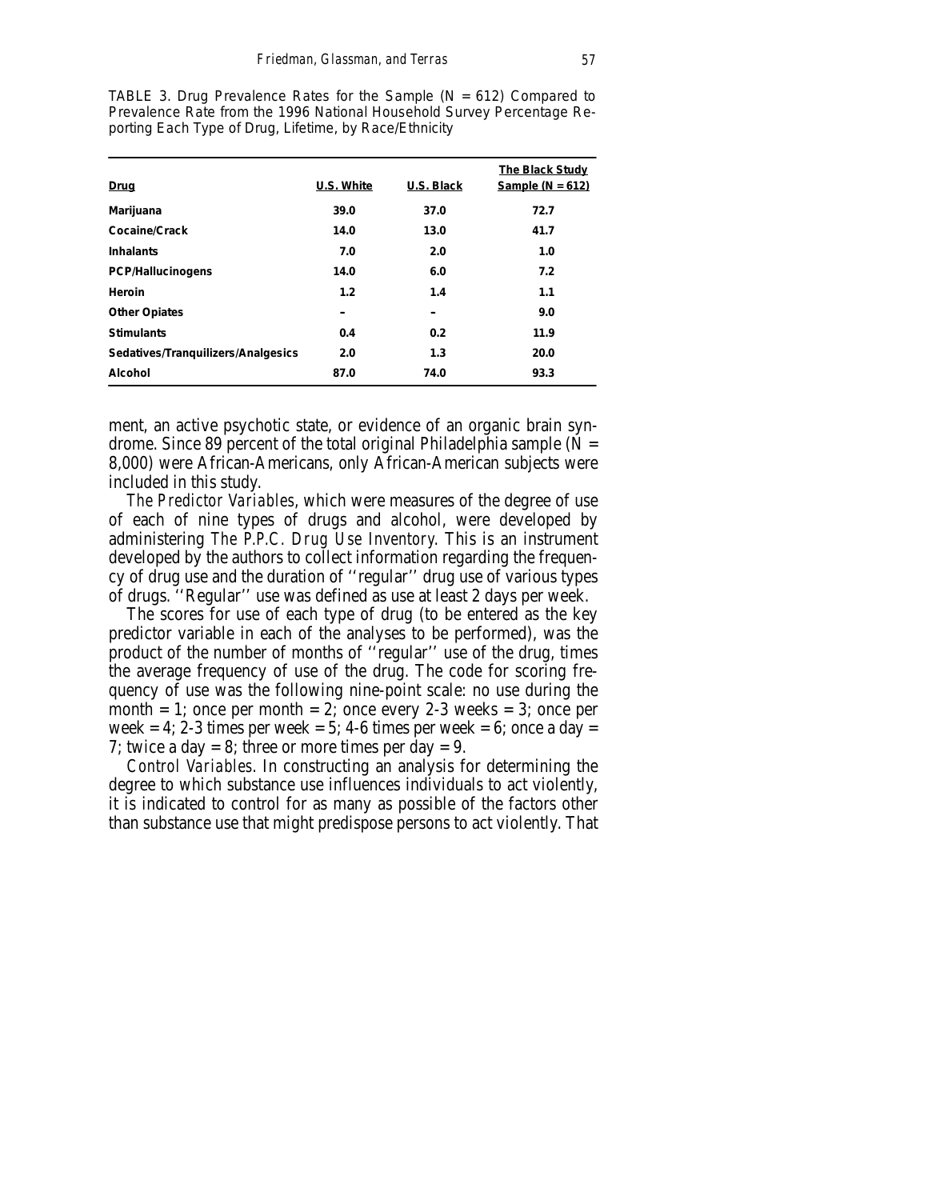TABLE 3. Drug Prevalence Rates for the Sample (N = 612) Compared to Prevalence Rate from the 1996 National Household Survey Percentage Reporting Each Type of Drug, Lifetime, by Race/Ethnicity

| Drug | U.S. White | U.S. Black | The Black Study Sample (N = 612) |
|---|---|---|---|
| Marijuana | 39.0 | 37.0 | 72.7 |
| Cocaine/Crack | 14.0 | 13.0 | 41.7 |
| Inhalants | 7.0 | 2.0 | 1.0 |
| PCP/Hallucinogens | 14.0 | 6.0 | 7.2 |
| Heroin | 1.2 | 1.4 | 1.1 |
| Other Opiates | – | – | 9.0 |
| Stimulants | 0.4 | 0.2 | 11.9 |
| Sedatives/Tranquilizers/Analgesics | 2.0 | 1.3 | 20.0 |
| Alcohol | 87.0 | 74.0 | 93.3 |

ment, an active psychotic state, or evidence of an organic brain syndrome. Since 89 percent of the total original Philadelphia sample (N = 8,000) were African-Americans, only African-American subjects were included in this study.

*The Predictor Variables*, which were measures of the degree of use of each of nine types of drugs and alcohol, were developed by administering *The P.P.C. Drug Use Inventory*. This is an instrument developed by the authors to collect information regarding the frequency of drug use and the duration of ''regular'' drug use of various types of drugs. ''Regular'' use was defined as use at least 2 days per week.

The scores for use of each type of drug (to be entered as the key predictor variable in each of the analyses to be performed), was the product of the number of months of ''regular'' use of the drug, times the average frequency of use of the drug. The code for scoring frequency of use was the following nine-point scale: no use during the month = 1; once per month = 2; once every 2-3 weeks = 3; once per week = 4; 2-3 times per week = 5; 4-6 times per week = 6; once a day = 7; twice a day = 8; three or more times per day = 9.

*Control Variables*. In constructing an analysis for determining the degree to which substance use influences individuals to act violently, it is indicated to control for as many as possible of the factors other than substance use that might predispose persons to act violently. That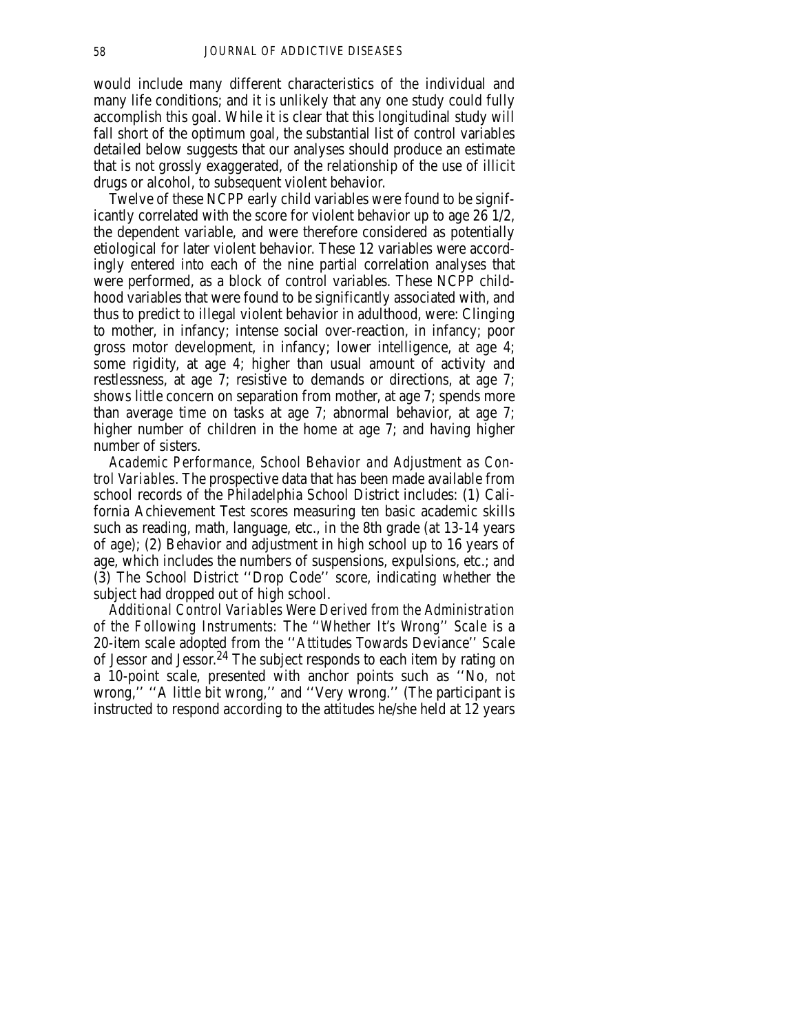would include many different characteristics of the individual and many life conditions; and it is unlikely that any one study could fully accomplish this goal. While it is clear that this longitudinal study will fall short of the optimum goal, the substantial list of control variables detailed below suggests that our analyses should produce an estimate that is not grossly exaggerated, of the relationship of the use of illicit drugs or alcohol, to subsequent violent behavior.

Twelve of these NCPP early child variables were found to be significantly correlated with the score for violent behavior up to age 26 1/2, the dependent variable, and were therefore considered as potentially etiological for later violent behavior. These 12 variables were accordingly entered into each of the nine partial correlation analyses that were performed, as a block of control variables. These NCPP childhood variables that were found to be significantly associated with, and thus to predict to illegal violent behavior in adulthood, were: Clinging to mother, in infancy; intense social over-reaction, in infancy; poor gross motor development, in infancy; lower intelligence, at age 4; some rigidity, at age 4; higher than usual amount of activity and restlessness, at age 7; resistive to demands or directions, at age 7; shows little concern on separation from mother, at age 7; spends more than average time on tasks at age 7; abnormal behavior, at age 7; higher number of children in the home at age 7; and having higher number of sisters.

*Academic Performance, School Behavior and Adjustment as Control Variables.* The prospective data that has been made available from school records of the Philadelphia School District includes: (1) California Achievement Test scores measuring ten basic academic skills such as reading, math, language, etc., in the 8th grade (at 13-14 years of age); (2) Behavior and adjustment in high school up to 16 years of age, which includes the numbers of suspensions, expulsions, etc.; and (3) The School District ''Drop Code'' score, indicating whether the subject had dropped out of high school.

*Additional Control Variables Were Derived from the Administration of the Following Instruments:* The *''Whether It's Wrong'' Scale* is a 20-item scale adopted from the ''Attitudes Towards Deviance'' Scale of Jessor and Jessor.[24] The subject responds to each item by rating on a 10-point scale, presented with anchor points such as ''No, not wrong,'' ''A little bit wrong,'' and ''Very wrong.'' (The participant is instructed to respond according to the attitudes he/she held at 12 years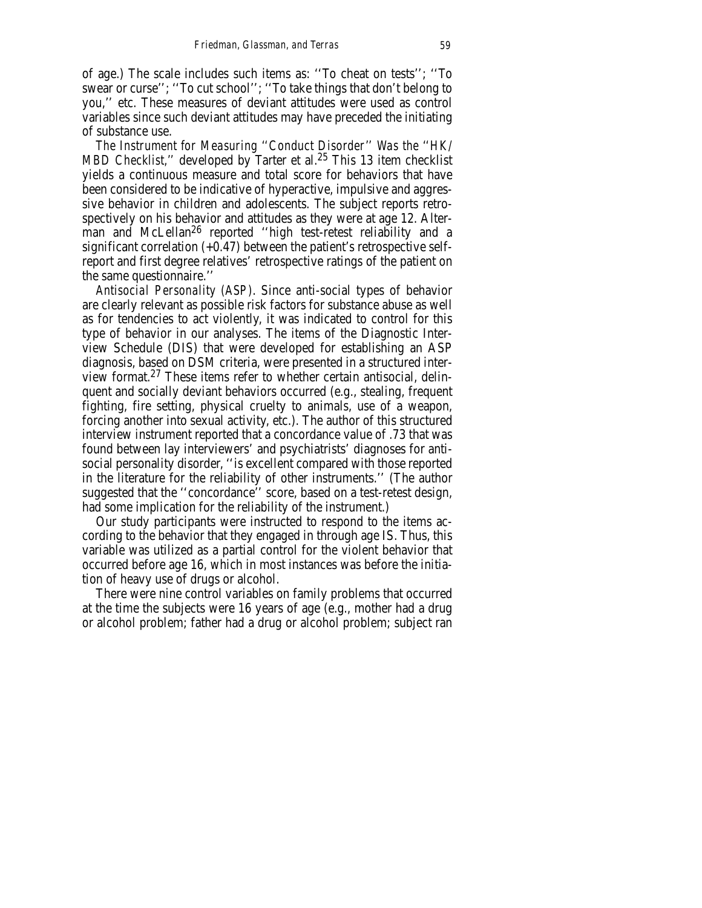of age.) The scale includes such items as: ''To cheat on tests''; ''To swear or curse''; ''To cut school''; ''To take things that don't belong to you,'' etc. These measures of deviant attitudes were used as control variables since such deviant attitudes may have preceded the initiating of substance use.

*The Instrument for Measuring ''Conduct Disorder'' Was the ''HK/MBD Checklist,''* developed by Tarter et al.[25] This 13 item checklist yields a continuous measure and total score for behaviors that have been considered to be indicative of hyperactive, impulsive and aggressive behavior in children and adolescents. The subject reports retrospectively on his behavior and attitudes as they were at age 12. Alterman and McLellan[26] reported ''high test-retest reliability and a significant correlation (+0.47) between the patient's retrospective self-report and first degree relatives' retrospective ratings of the patient on the same questionnaire.''

*Antisocial Personality (ASP).* Since anti-social types of behavior are clearly relevant as possible risk factors for substance abuse as well as for tendencies to act violently, it was indicated to control for this type of behavior in our analyses. The items of the Diagnostic Interview Schedule (DIS) that were developed for establishing an ASP diagnosis, based on DSM criteria, were presented in a structured interview format.[27] These items refer to whether certain antisocial, delinquent and socially deviant behaviors occurred (e.g., stealing, frequent fighting, fire setting, physical cruelty to animals, use of a weapon, forcing another into sexual activity, etc.). The author of this structured interview instrument reported that a concordance value of .73 that was found between lay interviewers' and psychiatrists' diagnoses for antisocial personality disorder, ''is excellent compared with those reported in the literature for the reliability of other instruments.'' (The author suggested that the ''concordance'' score, based on a test-retest design, had some implication for the reliability of the instrument.)

Our study participants were instructed to respond to the items according to the behavior that they engaged in through age IS. Thus, this variable was utilized as a partial control for the violent behavior that occurred before age 16, which in most instances was before the initiation of heavy use of drugs or alcohol.

There were nine control variables on family problems that occurred at the time the subjects were 16 years of age (e.g., mother had a drug or alcohol problem; father had a drug or alcohol problem; subject ran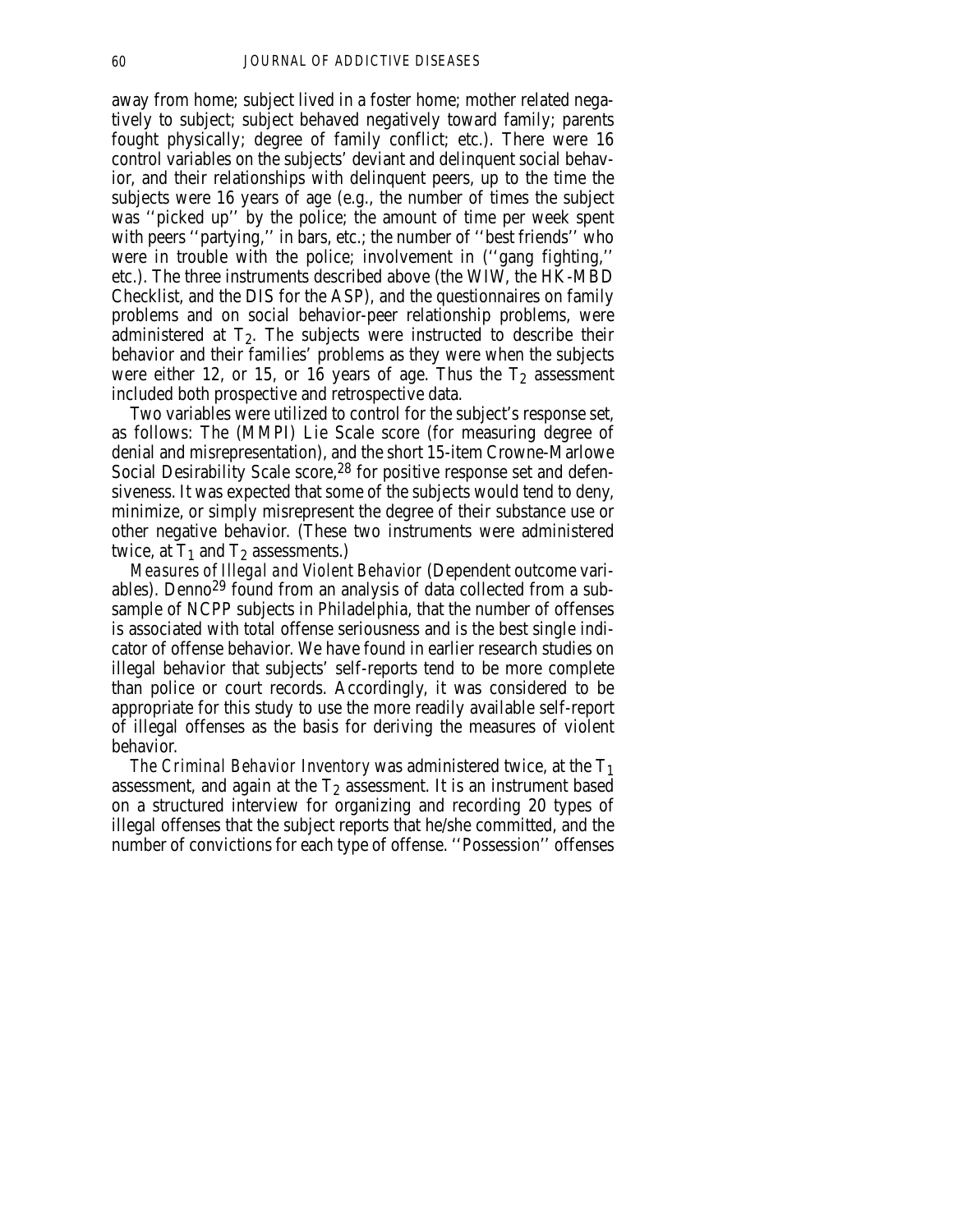away from home; subject lived in a foster home; mother related negatively to subject; subject behaved negatively toward family; parents fought physically; degree of family conflict; etc.). There were 16 control variables on the subjects' deviant and delinquent social behavior, and their relationships with delinquent peers, up to the time the subjects were 16 years of age (e.g., the number of times the subject was ''picked up'' by the police; the amount of time per week spent with peers ''partying,'' in bars, etc.; the number of ''best friends'' who were in trouble with the police; involvement in (''gang fighting,'' etc.). The three instruments described above (the WIW, the HK-MBD Checklist, and the DIS for the ASP), and the questionnaires on family problems and on social behavior-peer relationship problems, were administered at $T_2$. The subjects were instructed to describe their behavior and their families' problems as they were when the subjects were either 12, or 15, or 16 years of age. Thus the $T_2$ assessment included both prospective and retrospective data.

Two variables were utilized to control for the subject's response set, as follows: The (MMPI) Lie Scale score (for measuring degree of denial and misrepresentation), and the short 15-item Crowne-Marlowe Social Desirability Scale score,[28] for positive response set and defensiveness. It was expected that some of the subjects would tend to deny, minimize, or simply misrepresent the degree of their substance use or other negative behavior. (These two instruments were administered twice, at $T_1$ and $T_2$ assessments.)

*Measures of Illegal and Violent Behavior* (Dependent outcome variables). Denno[29] found from an analysis of data collected from a subsample of NCPP subjects in Philadelphia, that the number of offenses is associated with total offense seriousness and is the best single indicator of offense behavior. We have found in earlier research studies on illegal behavior that subjects' self-reports tend to be more complete than police or court records. Accordingly, it was considered to be appropriate for this study to use the more readily available self-report of illegal offenses as the basis for deriving the measures of violent behavior.

*The Criminal Behavior Inventory* was administered twice, at the $T_1$ assessment, and again at the $T_2$ assessment. It is an instrument based on a structured interview for organizing and recording 20 types of illegal offenses that the subject reports that he/she committed, and the number of convictions for each type of offense. ''Possession'' offenses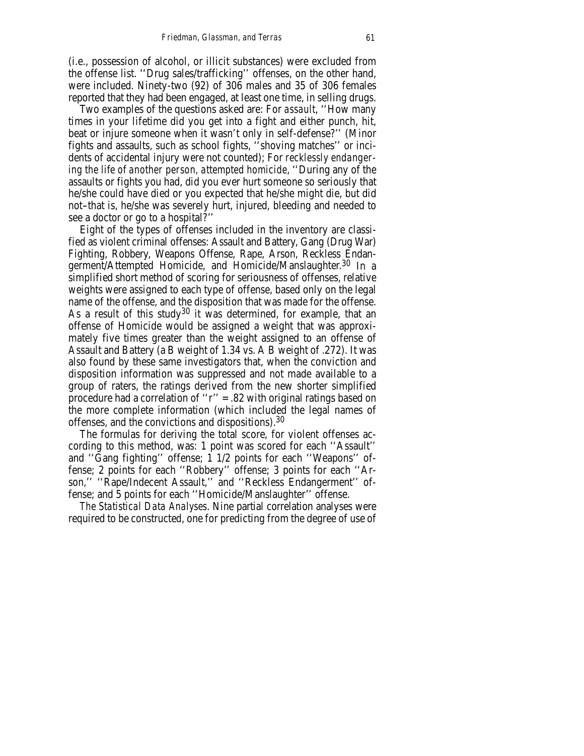(i.e., possession of alcohol, or illicit substances) were excluded from the offense list. ''Drug sales/trafficking'' offenses, on the other hand, were included. Ninety-two (92) of 306 males and 35 of 306 females reported that they had been engaged, at least one time, in selling drugs.

Two examples of the questions asked are: *For assault*, ''How many times in your lifetime did you get into a fight and either punch, hit, beat or injure someone when it wasn't only in self-defense?'' (Minor fights and assaults, such as school fights, ''shoving matches'' or incidents of accidental injury were not counted); *For recklessly endangering the life of another person, attempted homicide*, ''During any of the assaults or fights you had, did you ever hurt someone so seriously that he/she could have died or you expected that he/she might die, but did not–that is, he/she was severely hurt, injured, bleeding and needed to see a doctor or go to a hospital?''

Eight of the types of offenses included in the inventory are classified as violent criminal offenses: Assault and Battery, Gang (Drug War) Fighting, Robbery, Weapons Offense, Rape, Arson, Reckless Endangerment/Attempted Homicide, and Homicide/Manslaughter.[30] In a simplified short method of scoring for seriousness of offenses, relative weights were assigned to each type of offense, based only on the legal name of the offense, and the disposition that was made for the offense. As a result of this study[30] it was determined, for example, that an offense of Homicide would be assigned a weight that was approximately five times greater than the weight assigned to an offense of Assault and Battery (a B weight of 1.34 vs. A B weight of .272). It was also found by these same investigators that, when the conviction and disposition information was suppressed and not made available to a group of raters, the ratings derived from the new shorter simplified procedure had a correlation of ''r'' = .82 with original ratings based on the more complete information (which included the legal names of offenses, and the convictions and dispositions).[30]

The formulas for deriving the total score, for violent offenses according to this method, was: 1 point was scored for each ''Assault'' and ''Gang fighting'' offense; 1 1/2 points for each ''Weapons'' offense; 2 points for each ''Robbery'' offense; 3 points for each ''Arson,'' ''Rape/Indecent Assault,'' and ''Reckless Endangerment'' offense; and 5 points for each ''Homicide/Manslaughter'' offense.

*The Statistical Data Analyses.* Nine partial correlation analyses were required to be constructed, one for predicting from the degree of use of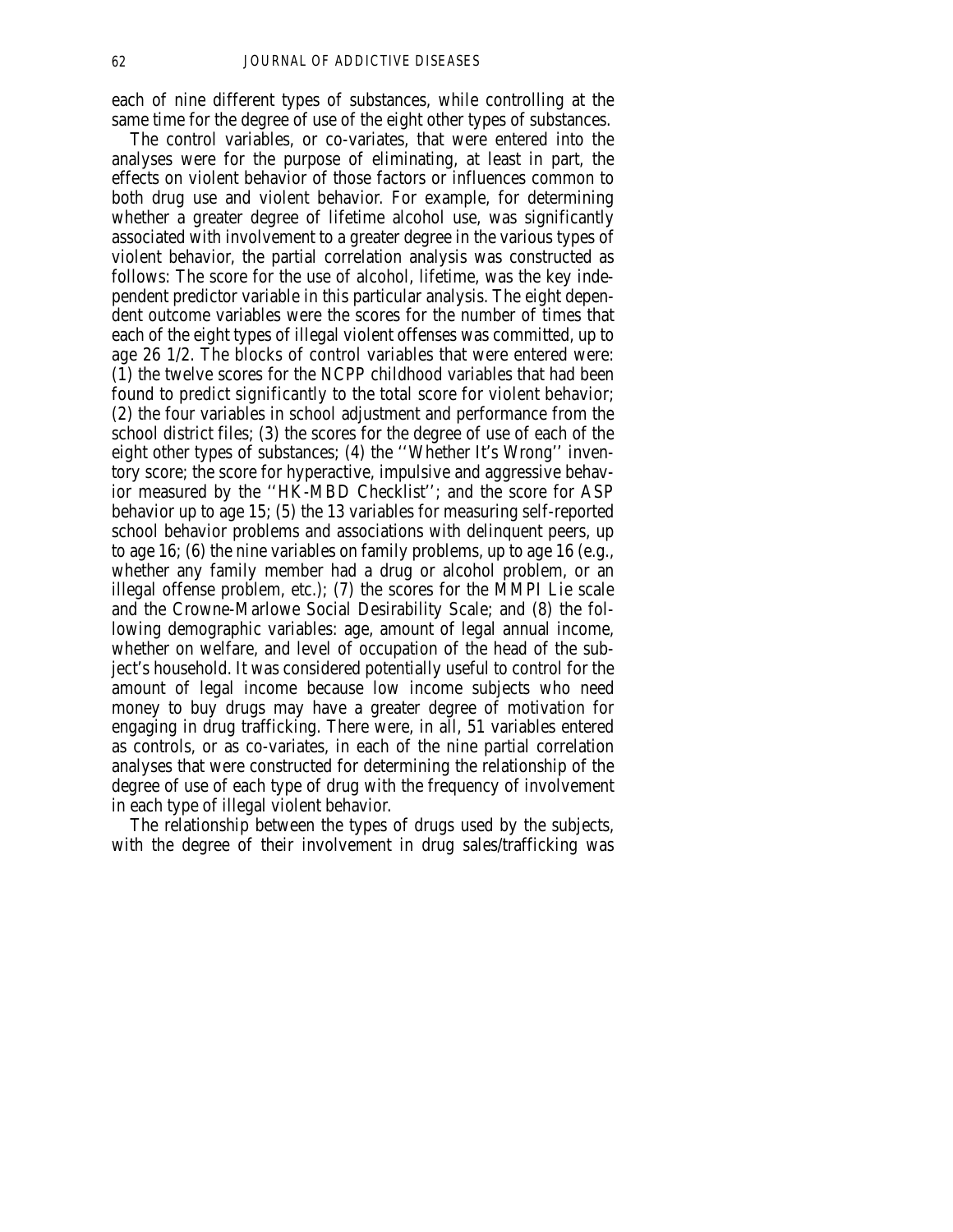each of nine different types of substances, while controlling at the same time for the degree of use of the eight other types of substances.

The control variables, or co-variates, that were entered into the analyses were for the purpose of eliminating, at least in part, the effects on violent behavior of those factors or influences common to both drug use and violent behavior. For example, for determining whether a greater degree of lifetime alcohol use, was significantly associated with involvement to a greater degree in the various types of violent behavior, the partial correlation analysis was constructed as follows: The score for the use of alcohol, lifetime, was the key independent predictor variable in this particular analysis. The eight dependent outcome variables were the scores for the number of times that each of the eight types of illegal violent offenses was committed, up to age 26 1/2. The blocks of control variables that were entered were: (1) the twelve scores for the NCPP childhood variables that had been found to predict significantly to the total score for violent behavior; (2) the four variables in school adjustment and performance from the school district files; (3) the scores for the degree of use of each of the eight other types of substances; (4) the ''Whether It's Wrong'' inventory score; the score for hyperactive, impulsive and aggressive behavior measured by the ''HK-MBD Checklist''; and the score for ASP behavior up to age 15; (5) the 13 variables for measuring self-reported school behavior problems and associations with delinquent peers, up to age 16; (6) the nine variables on family problems, up to age 16 (e.g., whether any family member had a drug or alcohol problem, or an illegal offense problem, etc.); (7) the scores for the MMPI Lie scale and the Crowne-Marlowe Social Desirability Scale; and (8) the following demographic variables: age, amount of legal annual income, whether on welfare, and level of occupation of the head of the subject's household. It was considered potentially useful to control for the amount of legal income because low income subjects who need money to buy drugs may have a greater degree of motivation for engaging in drug trafficking. There were, in all, 51 variables entered as controls, or as co-variates, in each of the nine partial correlation analyses that were constructed for determining the relationship of the degree of use of each type of drug with the frequency of involvement in each type of illegal violent behavior.

The relationship between the types of drugs used by the subjects, with the degree of their involvement in drug sales/trafficking was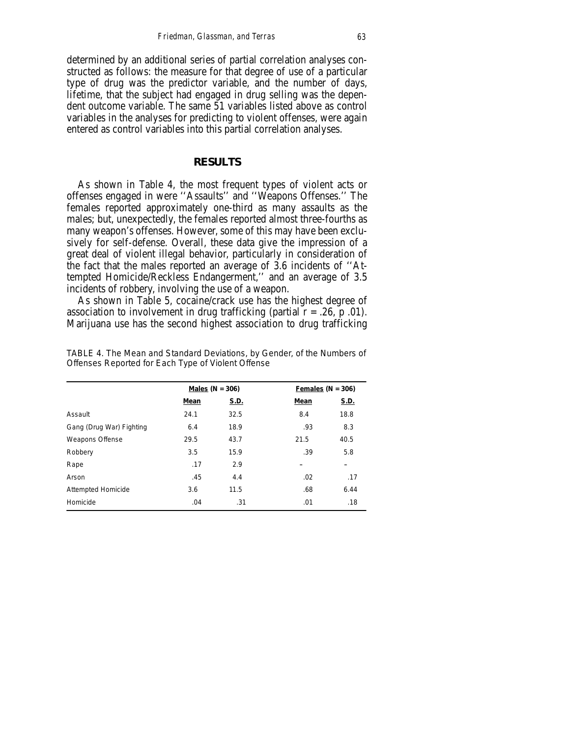determined by an additional series of partial correlation analyses constructed as follows: the measure for that degree of use of a particular type of drug was the predictor variable, and the number of days, lifetime, that the subject had engaged in drug selling was the dependent outcome variable. The same 51 variables listed above as control variables in the analyses for predicting to violent offenses, were again entered as control variables into this partial correlation analyses.

## RESULTS

As shown in Table 4, the most frequent types of violent acts or offenses engaged in were ''Assaults'' and ''Weapons Offenses.'' The females reported approximately one-third as many assaults as the males; but, unexpectedly, the females reported almost three-fourths as many weapon's offenses. However, some of this may have been exclusively for self-defense. Overall, these data give the impression of a great deal of violent illegal behavior, particularly in consideration of the fact that the males reported an average of 3.6 incidents of ''Attempted Homicide/Reckless Endangerment,'' and an average of 3.5 incidents of robbery, involving the use of a weapon.

As shown in Table 5, cocaine/crack use has the highest degree of association to involvement in drug trafficking (partial $r = .26$, $p$ .01). Marijuana use has the second highest association to drug trafficking

TABLE 4. The Mean and Standard Deviations, by Gender, of the Numbers of Offenses Reported for Each Type of Violent Offense

| | Males (N = 306) | | Females (N = 306) | |
|---|---|---|---|---|
| | Mean | S.D. | Mean | S.D. |
| Assault | 24.1 | 32.5 | 8.4 | 18.8 |
| Gang (Drug War) Fighting | 6.4 | 18.9 | .93 | 8.3 |
| Weapons Offense | 29.5 | 43.7 | 21.5 | 40.5 |
| Robbery | 3.5 | 15.9 | .39 | 5.8 |
| Rape | .17 | 2.9 | – | – |
| Arson | .45 | 4.4 | .02 | .17 |
| Attempted Homicide | 3.6 | 11.5 | .68 | 6.44 |
| Homicide | .04 | .31 | .01 | .18 |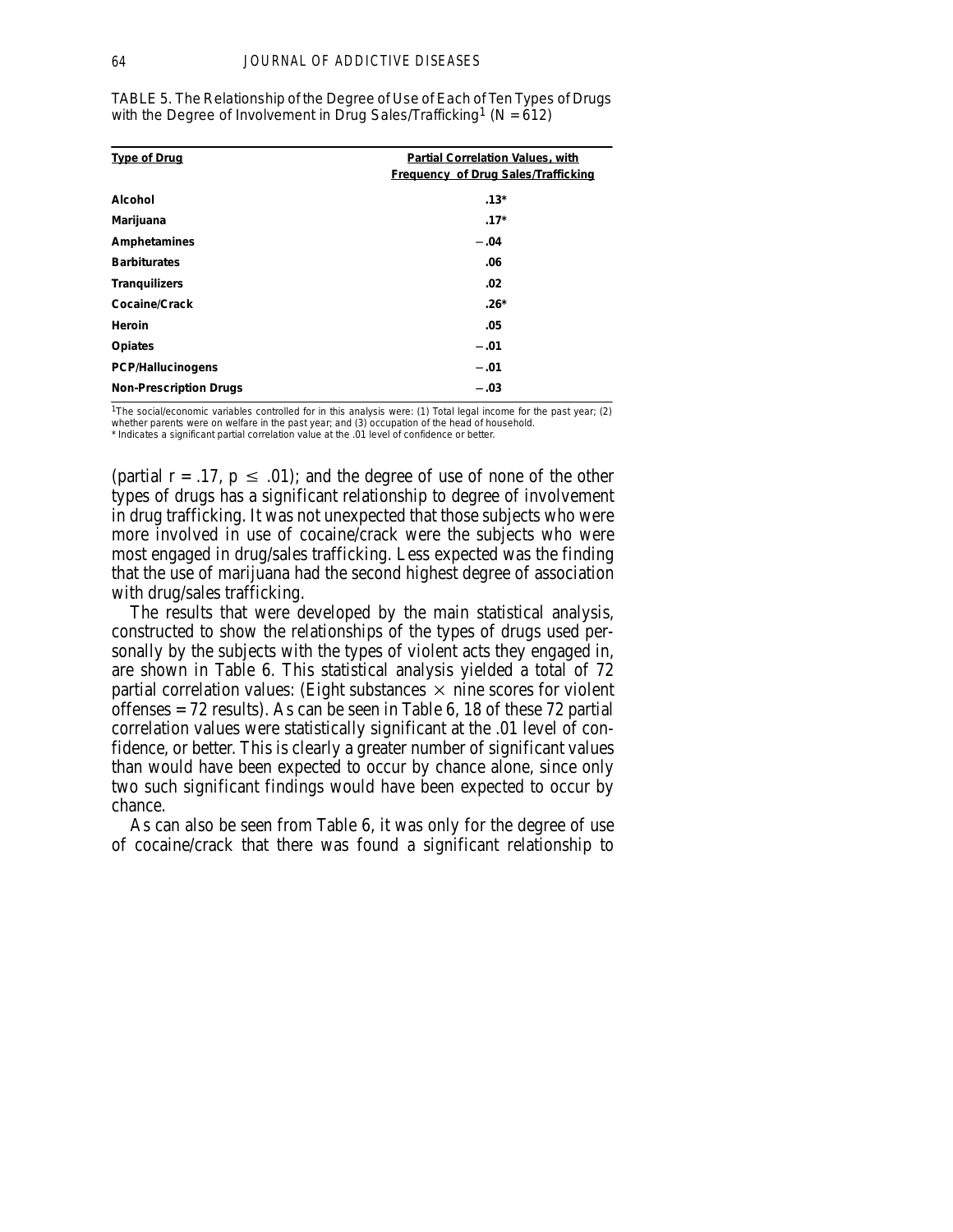TABLE 5. The Relationship of the Degree of Use of Each of Ten Types of Drugs with the Degree of Involvement in Drug Sales/Trafficking[1] (N = 612)

| Type of Drug | Partial Correlation Values, with Frequency of Drug Sales/Trafficking |
|---|---|
| **Alcohol** | **.13*** |
| **Marijuana** | **.17*** |
| **Amphetamines** | **−.04** |
| **Barbiturates** | **.06** |
| **Tranquilizers** | **.02** |
| **Cocaine/Crack** | **.26*** |
| **Heroin** | **.05** |
| **Opiates** | **−.01** |
| **PCP/Hallucinogens** | **−.01** |
| **Non-Prescription Drugs** | **−.03** |

[1]The social/economic variables controlled for in this analysis were: (1) Total legal income for the past year; (2) whether parents were on welfare in the past year; and (3) occupation of the head of household.
* Indicates a significant partial correlation value at the .01 level of confidence or better.

(partial $r = .17$, $p \leq .01$); and the degree of use of none of the other types of drugs has a significant relationship to degree of involvement in drug trafficking. It was not unexpected that those subjects who were more involved in use of cocaine/crack were the subjects who were most engaged in drug/sales trafficking. Less expected was the finding that the use of marijuana had the second highest degree of association with drug/sales trafficking.

The results that were developed by the main statistical analysis, constructed to show the relationships of the types of drugs used personally by the subjects with the types of violent acts they engaged in, are shown in Table 6. This statistical analysis yielded a total of 72 partial correlation values: (Eight substances × nine scores for violent offenses = 72 results). As can be seen in Table 6, 18 of these 72 partial correlation values were statistically significant at the .01 level of confidence, or better. This is clearly a greater number of significant values than would have been expected to occur by chance alone, since only two such significant findings would have been expected to occur by chance.

As can also be seen from Table 6, it was only for the degree of use of cocaine/crack that there was found a significant relationship to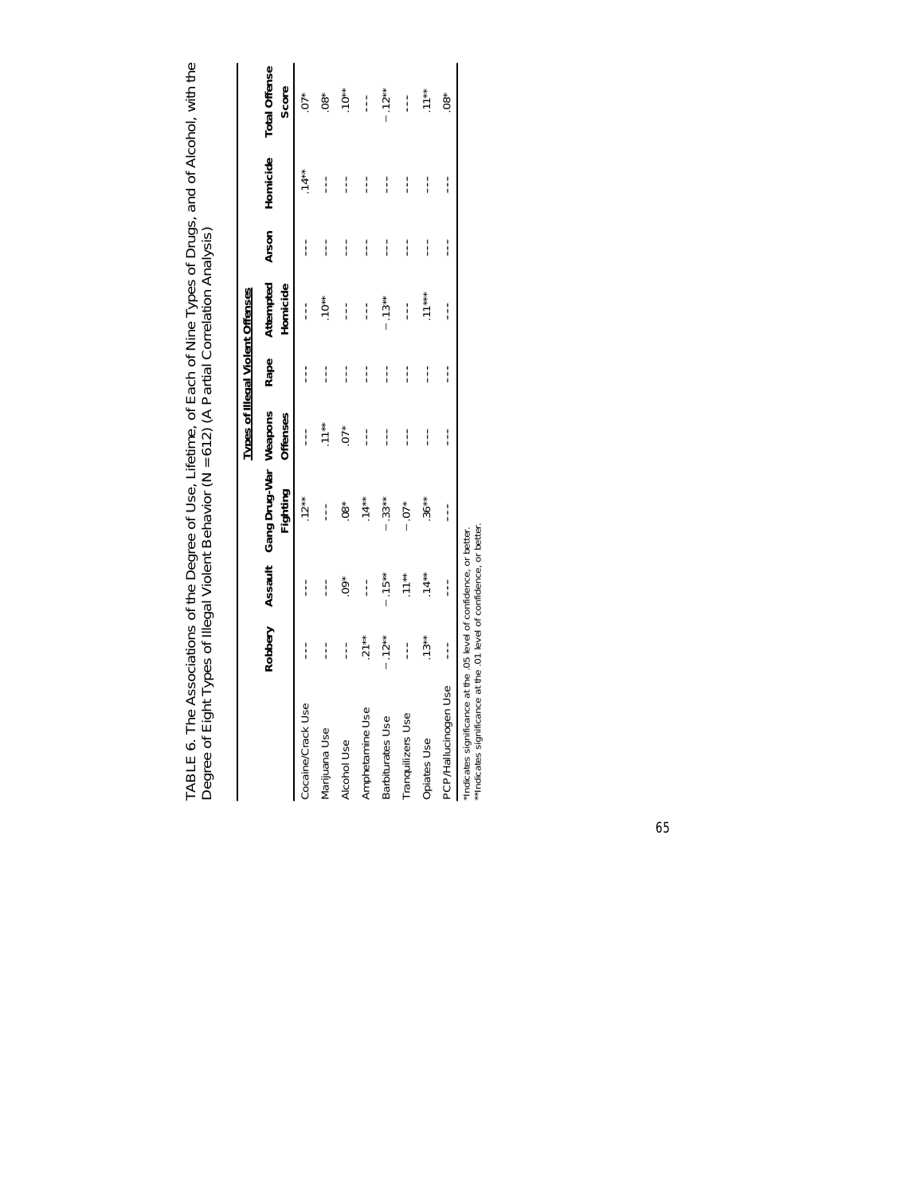TABLE 6. The Associations of the Degree of Use, Lifetime, of Each of Nine Types of Drugs, and of Alcohol, with the Degree of Eight Types of Illegal Violent Behavior (N = 612) (A Partial Correlation Analysis)

| | Types of Illegal Violent Offenses | | | | | | | | |
|---|---|---|---|---|---|---|---|---|---|
| | Robbery | Assault | Gang Drug-War Fighting | Weapons Offenses | Rape | Attempted Homicide | Arson | Homicide | Total Offense Score |
| Cocaine/Crack Use | --- | --- | .12** | --- | --- | --- | --- | .14** | .07* |
| Marijuana Use | --- | --- | --- | .11** | --- | .10** | --- | --- | .08* |
| Alcohol Use | --- | .09* | .08* | .07* | --- | --- | --- | --- | .10** |
| Amphetamine Use | .21** | --- | .14** | --- | --- | --- | --- | --- | --- |
| Barbiturates Use | –.12** | –.15** | –.33** | --- | --- | –.13** | --- | --- | –.12** |
| Tranquilizers Use | --- | .11** | –.07* | --- | --- | --- | --- | --- | --- |
| Opiates Use | .13** | .14** | .36** | --- | --- | .11*** | --- | --- | .11** |
| PCP/Hallucinogen Use | --- | --- | --- | --- | --- | --- | --- | --- | .08* |

*Indicates significance at the .05 level of confidence, or better.
**Indicates significance at the .01 level of confidence, or better.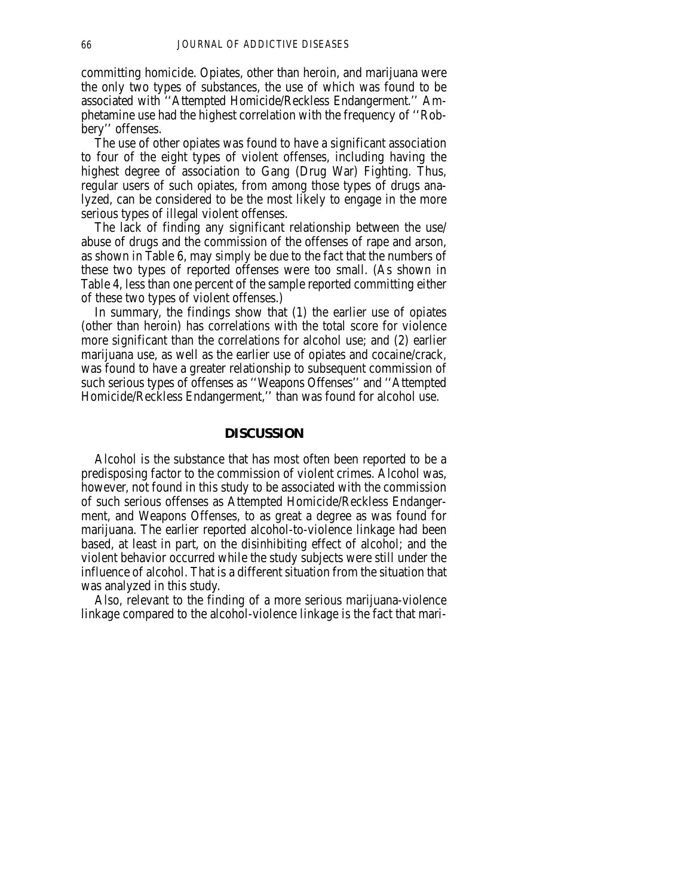committing homicide. Opiates, other than heroin, and marijuana were the only two types of substances, the use of which was found to be associated with ''Attempted Homicide/Reckless Endangerment.'' Amphetamine use had the highest correlation with the frequency of ''Robbery'' offenses.

The use of other opiates was found to have a significant association to four of the eight types of violent offenses, including having the highest degree of association to Gang (Drug War) Fighting. Thus, regular users of such opiates, from among those types of drugs analyzed, can be considered to be the most likely to engage in the more serious types of illegal violent offenses.

The lack of finding any significant relationship between the use/abuse of drugs and the commission of the offenses of rape and arson, as shown in Table 6, may simply be due to the fact that the numbers of these two types of reported offenses were too small. (As shown in Table 4, less than one percent of the sample reported committing either of these two types of violent offenses.)

In summary, the findings show that (1) the earlier use of opiates (other than heroin) has correlations with the total score for violence more significant than the correlations for alcohol use; and (2) earlier marijuana use, as well as the earlier use of opiates and cocaine/crack, was found to have a greater relationship to subsequent commission of such serious types of offenses as ''Weapons Offenses'' and ''Attempted Homicide/Reckless Endangerment,'' than was found for alcohol use.

## DISCUSSION

Alcohol is the substance that has most often been reported to be a predisposing factor to the commission of violent crimes. Alcohol was, however, not found in this study to be associated with the commission of such serious offenses as Attempted Homicide/Reckless Endangerment, and Weapons Offenses, to as great a degree as was found for marijuana. The earlier reported alcohol-to-violence linkage had been based, at least in part, on the disinhibiting effect of alcohol; and the violent behavior occurred while the study subjects were still under the influence of alcohol. That is a different situation from the situation that was analyzed in this study.

Also, relevant to the finding of a more serious marijuana-violence linkage compared to the alcohol-violence linkage is the fact that mari-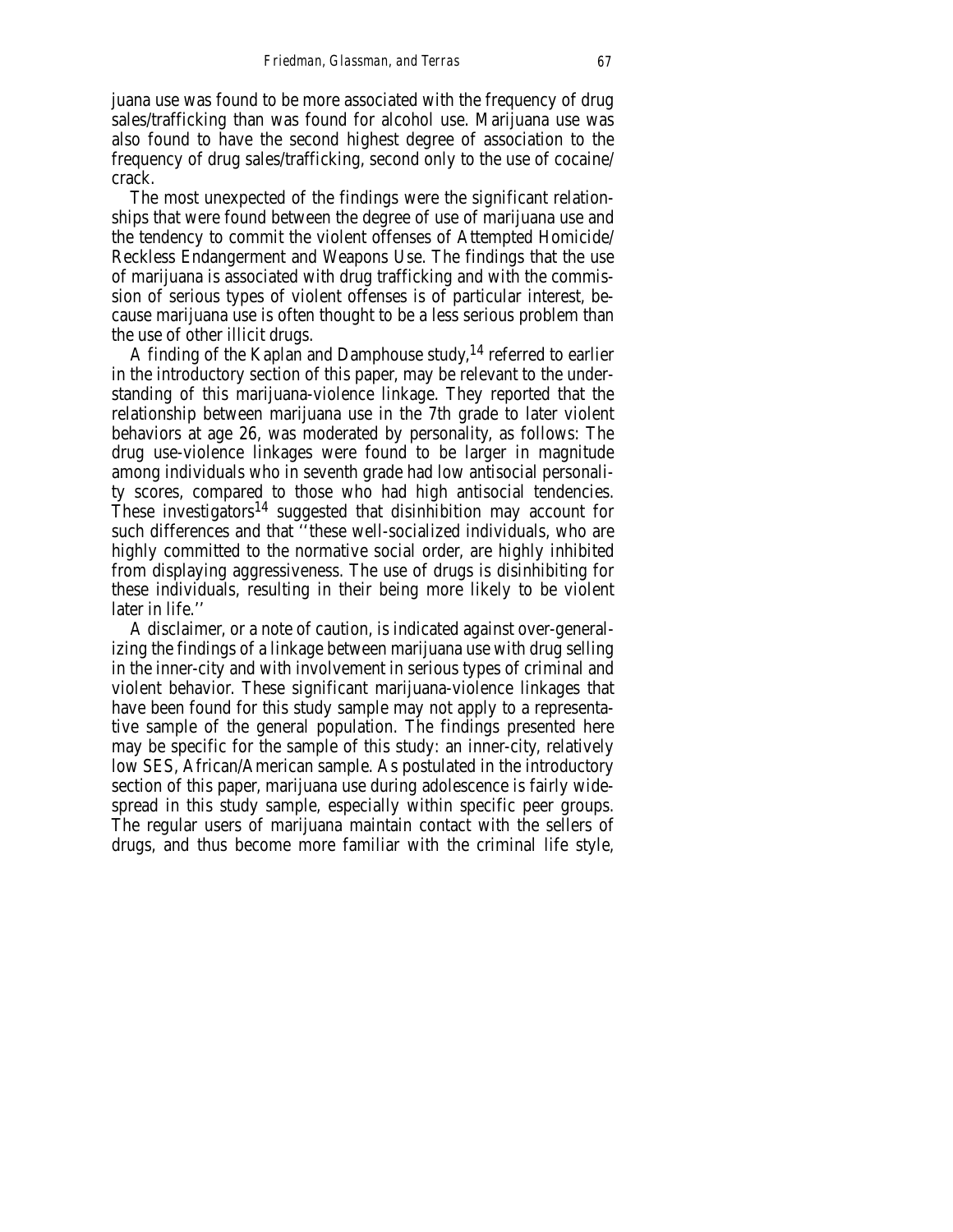juana use was found to be more associated with the frequency of drug sales/trafficking than was found for alcohol use. Marijuana use was also found to have the second highest degree of association to the frequency of drug sales/trafficking, second only to the use of cocaine/crack.

The most unexpected of the findings were the significant relationships that were found between the degree of use of marijuana use and the tendency to commit the violent offenses of Attempted Homicide/Reckless Endangerment and Weapons Use. The findings that the use of marijuana is associated with drug trafficking and with the commission of serious types of violent offenses is of particular interest, because marijuana use is often thought to be a less serious problem than the use of other illicit drugs.

A finding of the Kaplan and Damphouse study,[14] referred to earlier in the introductory section of this paper, may be relevant to the understanding of this marijuana-violence linkage. They reported that the relationship between marijuana use in the 7th grade to later violent behaviors at age 26, was moderated by personality, as follows: The drug use-violence linkages were found to be larger in magnitude among individuals who in seventh grade had low antisocial personality scores, compared to those who had high antisocial tendencies. These investigators[14] suggested that disinhibition may account for such differences and that ''these well-socialized individuals, who are highly committed to the normative social order, are highly inhibited from displaying aggressiveness. The use of drugs is disinhibiting for these individuals, resulting in their being more likely to be violent later in life.''

A disclaimer, or a note of caution, is indicated against over-generalizing the findings of a linkage between marijuana use with drug selling in the inner-city and with involvement in serious types of criminal and violent behavior. These significant marijuana-violence linkages that have been found for this study sample may not apply to a representative sample of the general population. The findings presented here may be specific for the sample of this study: an inner-city, relatively low SES, African/American sample. As postulated in the introductory section of this paper, marijuana use during adolescence is fairly widespread in this study sample, especially within specific peer groups. The regular users of marijuana maintain contact with the sellers of drugs, and thus become more familiar with the criminal life style,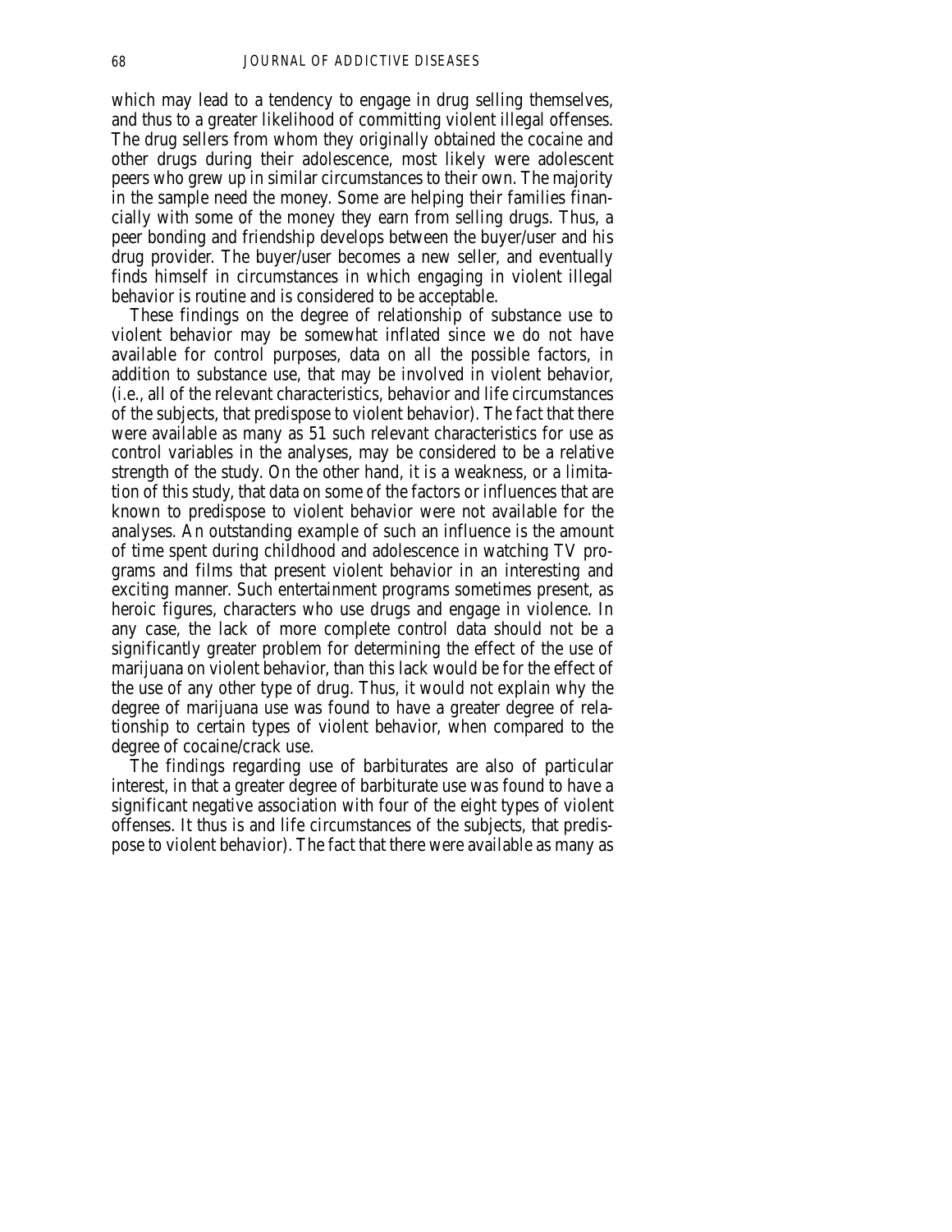which may lead to a tendency to engage in drug selling themselves, and thus to a greater likelihood of committing violent illegal offenses. The drug sellers from whom they originally obtained the cocaine and other drugs during their adolescence, most likely were adolescent peers who grew up in similar circumstances to their own. The majority in the sample need the money. Some are helping their families financially with some of the money they earn from selling drugs. Thus, a peer bonding and friendship develops between the buyer/user and his drug provider. The buyer/user becomes a new seller, and eventually finds himself in circumstances in which engaging in violent illegal behavior is routine and is considered to be acceptable.

These findings on the degree of relationship of substance use to violent behavior may be somewhat inflated since we do not have available for control purposes, data on all the possible factors, in addition to substance use, that may be involved in violent behavior, (i.e., all of the relevant characteristics, behavior and life circumstances of the subjects, that predispose to violent behavior). The fact that there were available as many as 51 such relevant characteristics for use as control variables in the analyses, may be considered to be a relative strength of the study. On the other hand, it is a weakness, or a limitation of this study, that data on some of the factors or influences that are known to predispose to violent behavior were not available for the analyses. An outstanding example of such an influence is the amount of time spent during childhood and adolescence in watching TV programs and films that present violent behavior in an interesting and exciting manner. Such entertainment programs sometimes present, as heroic figures, characters who use drugs and engage in violence. In any case, the lack of more complete control data should not be a significantly greater problem for determining the effect of the use of marijuana on violent behavior, than this lack would be for the effect of the use of any other type of drug. Thus, it would not explain why the degree of marijuana use was found to have a greater degree of relationship to certain types of violent behavior, when compared to the degree of cocaine/crack use.

The findings regarding use of barbiturates are also of particular interest, in that a greater degree of barbiturate use was found to have a significant negative association with four of the eight types of violent offenses. It thus is and life circumstances of the subjects, that predispose to violent behavior). The fact that there were available as many as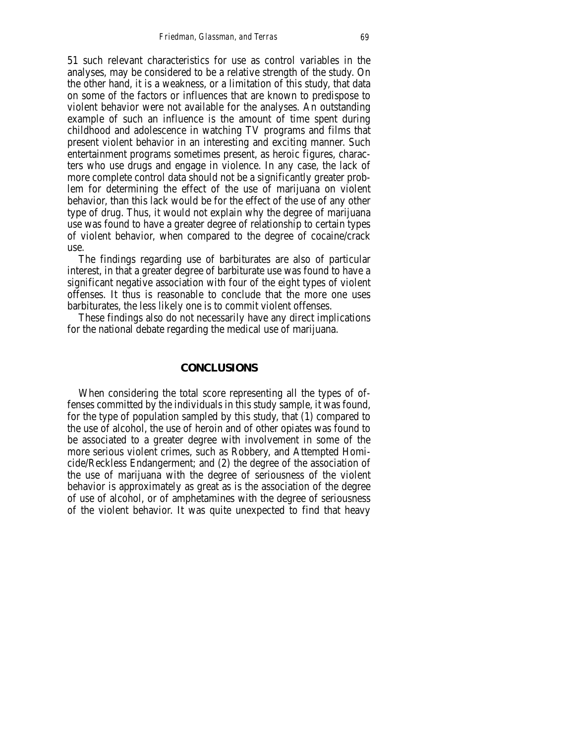51 such relevant characteristics for use as control variables in the analyses, may be considered to be a relative strength of the study. On the other hand, it is a weakness, or a limitation of this study, that data on some of the factors or influences that are known to predispose to violent behavior were not available for the analyses. An outstanding example of such an influence is the amount of time spent during childhood and adolescence in watching TV programs and films that present violent behavior in an interesting and exciting manner. Such entertainment programs sometimes present, as heroic figures, characters who use drugs and engage in violence. In any case, the lack of more complete control data should not be a significantly greater problem for determining the effect of the use of marijuana on violent behavior, than this lack would be for the effect of the use of any other type of drug. Thus, it would not explain why the degree of marijuana use was found to have a greater degree of relationship to certain types of violent behavior, when compared to the degree of cocaine/crack use.

The findings regarding use of barbiturates are also of particular interest, in that a greater degree of barbiturate use was found to have a significant negative association with four of the eight types of violent offenses. It thus is reasonable to conclude that the more one uses barbiturates, the less likely one is to commit violent offenses.

These findings also do not necessarily have any direct implications for the national debate regarding the medical use of marijuana.

## CONCLUSIONS

When considering the total score representing all the types of offenses committed by the individuals in this study sample, it was found, for the type of population sampled by this study, that (1) compared to the use of alcohol, the use of heroin and of other opiates was found to be associated to a greater degree with involvement in some of the more serious violent crimes, such as Robbery, and Attempted Homicide/Reckless Endangerment; and (2) the degree of the association of the use of marijuana with the degree of seriousness of the violent behavior is approximately as great as is the association of the degree of use of alcohol, or of amphetamines with the degree of seriousness of the violent behavior. It was quite unexpected to find that heavy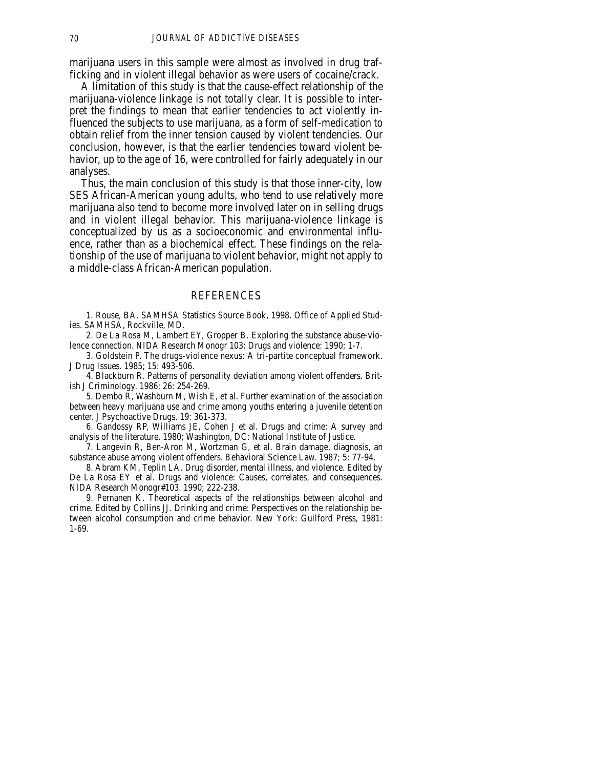marijuana users in this sample were almost as involved in drug trafficking and in violent illegal behavior as were users of cocaine/crack.

A limitation of this study is that the cause-effect relationship of the marijuana-violence linkage is not totally clear. It is possible to interpret the findings to mean that earlier tendencies to act violently influenced the subjects to use marijuana, as a form of self-medication to obtain relief from the inner tension caused by violent tendencies. Our conclusion, however, is that the earlier tendencies toward violent behavior, up to the age of 16, were controlled for fairly adequately in our analyses.

Thus, the main conclusion of this study is that those inner-city, low SES African-American young adults, who tend to use relatively more marijuana also tend to become more involved later on in selling drugs and in violent illegal behavior. This marijuana-violence linkage is conceptualized by us as a socioeconomic and environmental influence, rather than as a biochemical effect. These findings on the relationship of the use of marijuana to violent behavior, might not apply to a middle-class African-American population.

## REFERENCES

1. Rouse, BA. SAMHSA Statistics Source Book, 1998. Office of Applied Studies. SAMHSA, Rockville, MD.

2. De La Rosa M, Lambert EY, Gropper B. Exploring the substance abuse-violence connection. NIDA Research Monogr 103: Drugs and violence: 1990; 1-7.

3. Goldstein P. The drugs-violence nexus: A tri-partite conceptual framework. J Drug Issues. 1985; 15: 493-506.

4. Blackburn R. Patterns of personality deviation among violent offenders. British J Criminology. 1986; 26: 254-269.

5. Dembo R, Washburn M, Wish E, et al. Further examination of the association between heavy marijuana use and crime among youths entering a juvenile detention center. J Psychoactive Drugs. 19: 361-373.

6. Gandossy RP, Williams JE, Cohen J et al. Drugs and crime: A survey and analysis of the literature. 1980; Washington, DC: National Institute of Justice.

7. Langevin R, Ben-Aron M, Wortzman G, et al. Brain damage, diagnosis, an substance abuse among violent offenders. Behavioral Science Law. 1987; 5: 77-94.

8. Abram KM, Teplin LA. Drug disorder, mental illness, and violence. Edited by De La Rosa EY et al. Drugs and violence: Causes, correlates, and consequences. NIDA Research Monogr#103. 1990; 222-238.

9. Pernanen K. Theoretical aspects of the relationships between alcohol and crime. Edited by Collins JJ. Drinking and crime: Perspectives on the relationship between alcohol consumption and crime behavior. New York: Guilford Press, 1981: 1-69.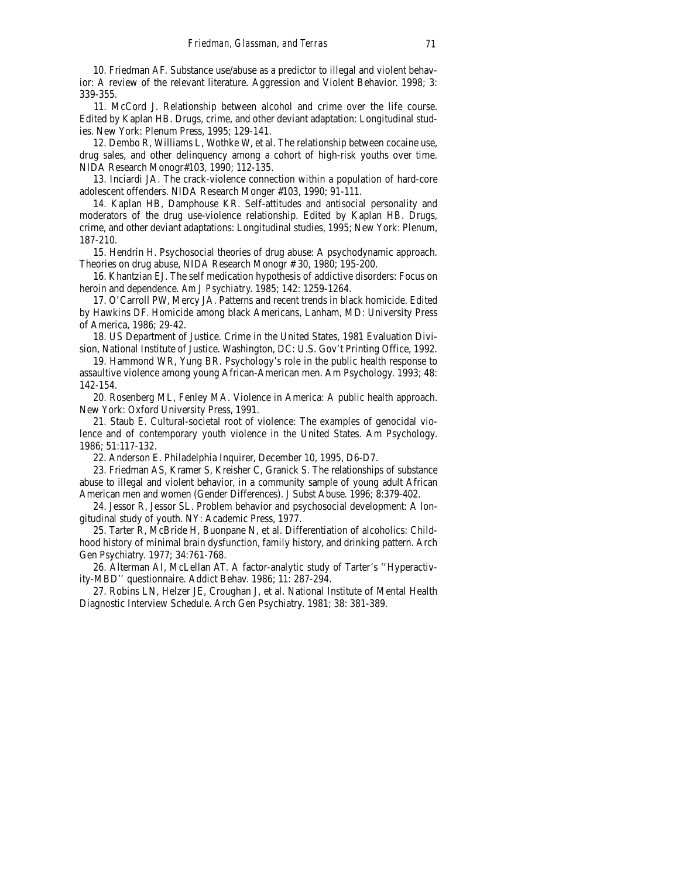10. Friedman AF. Substance use/abuse as a predictor to illegal and violent behavior: A review of the relevant literature. Aggression and Violent Behavior. 1998; 3: 339-355.

11. McCord J. Relationship between alcohol and crime over the life course. Edited by Kaplan HB. Drugs, crime, and other deviant adaptation: Longitudinal studies. New York: Plenum Press, 1995; 129-141.

12. Dembo R, Williams L, Wothke W, et al. The relationship between cocaine use, drug sales, and other delinquency among a cohort of high-risk youths over time. NIDA Research Monogr#103, 1990; 112-135.

13. Inciardi JA. The crack-violence connection within a population of hard-core adolescent offenders. NIDA Research Monger #103, 1990; 91-111.

14. Kaplan HB, Damphouse KR. Self-attitudes and antisocial personality and moderators of the drug use-violence relationship. Edited by Kaplan HB. Drugs, crime, and other deviant adaptations: Longitudinal studies, 1995; New York: Plenum, 187-210.

15. Hendrin H. Psychosocial theories of drug abuse: A psychodynamic approach. Theories on drug abuse, NIDA Research Monogr # 30, 1980; 195-200.

16. Khantzian EJ. The self medication hypothesis of addictive disorders: Focus on heroin and dependence. *Am J Psychiatry*. 1985; 142: 1259-1264.

17. O'Carroll PW, Mercy JA. Patterns and recent trends in black homicide. Edited by Hawkins DF. Homicide among black Americans, Lanham, MD: University Press of America, 1986; 29-42.

18. US Department of Justice. Crime in the United States, 1981 Evaluation Division, National Institute of Justice. Washington, DC: U.S. Gov't Printing Office, 1992.

19. Hammond WR, Yung BR. Psychology's role in the public health response to assaultive violence among young African-American men. Am Psychology. 1993; 48: 142-154.

20. Rosenberg ML, Fenley MA. Violence in America: A public health approach. New York: Oxford University Press, 1991.

21. Staub E. Cultural-societal root of violence: The examples of genocidal violence and of contemporary youth violence in the United States. Am Psychology. 1986; 51:117-132.

22. Anderson E. Philadelphia Inquirer, December 10, 1995, D6-D7.

23. Friedman AS, Kramer S, Kreisher C, Granick S. The relationships of substance abuse to illegal and violent behavior, in a community sample of young adult African American men and women (Gender Differences). J Subst Abuse. 1996; 8:379-402.

24. Jessor R, Jessor SL. Problem behavior and psychosocial development: A longitudinal study of youth. NY: Academic Press, 1977.

25. Tarter R, McBride H, Buonpane N, et al. Differentiation of alcoholics: Childhood history of minimal brain dysfunction, family history, and drinking pattern. Arch Gen Psychiatry. 1977; 34:761-768.

26. Alterman AI, McLellan AT. A factor-analytic study of Tarter's ''Hyperactivity-MBD'' questionnaire. Addict Behav. 1986; 11: 287-294.

27. Robins LN, Helzer JE, Croughan J, et al. National Institute of Mental Health Diagnostic Interview Schedule. Arch Gen Psychiatry. 1981; 38: 381-389.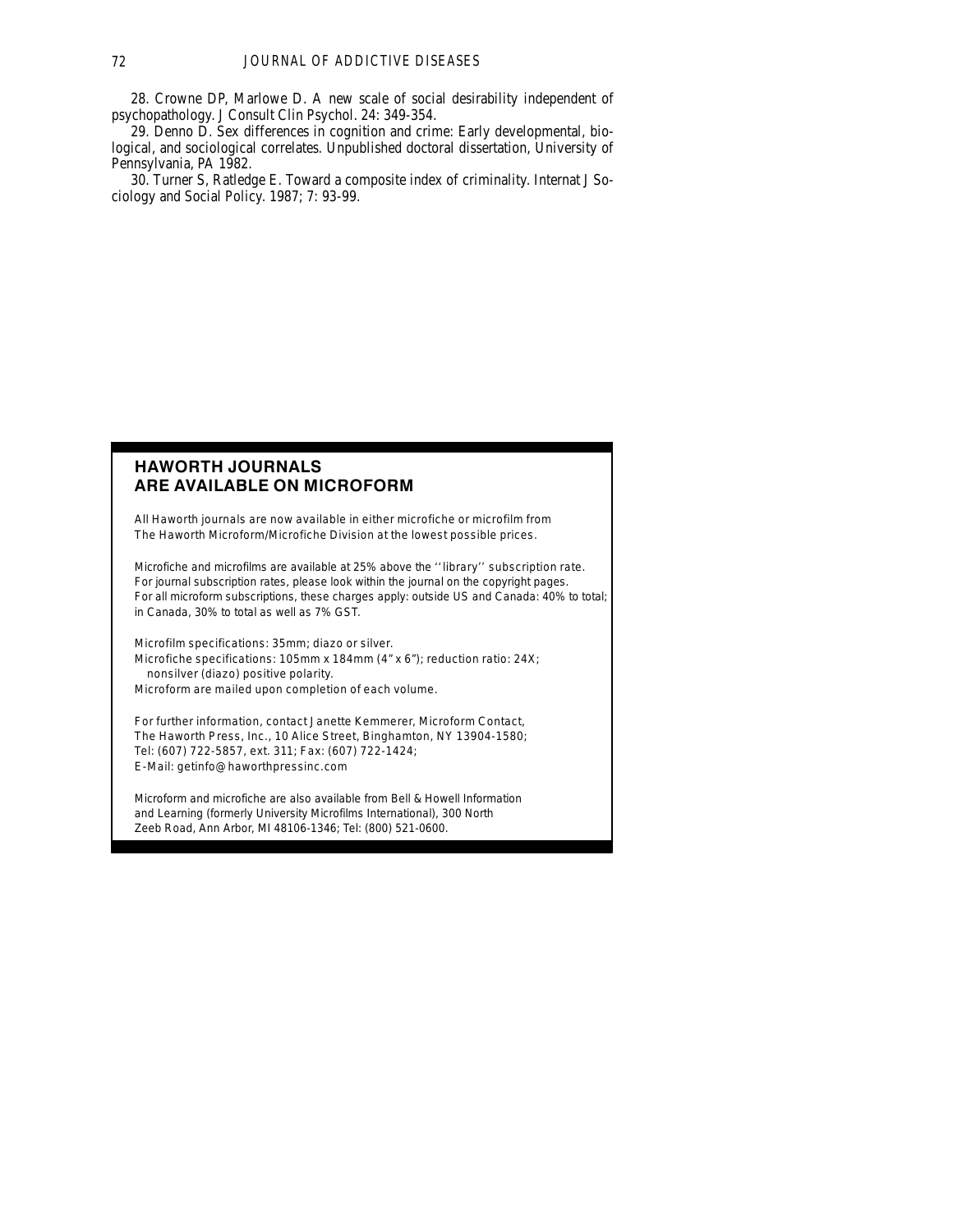28. Crowne DP, Marlowe D. A new scale of social desirability independent of psychopathology. J Consult Clin Psychol. 24: 349-354.

29. Denno D. Sex differences in cognition and crime: Early developmental, biological, and sociological correlates. Unpublished doctoral dissertation, University of Pennsylvania, PA 1982.

30. Turner S, Ratledge E. Toward a composite index of criminality. Internat J Sociology and Social Policy. 1987; 7: 93-99.

## HAWORTH JOURNALS ARE AVAILABLE ON MICROFORM

All Haworth journals are now available in either microfiche or microfilm from The Haworth Microform/Microfiche Division at the lowest possible prices.

Microfiche and microfilms are available at 25% above the ''library'' subscription rate. For journal subscription rates, please look within the journal on the copyright pages. For all microform subscriptions, these charges apply: outside US and Canada: 40% to total; in Canada, 30% to total as well as 7% GST.

Microfilm specifications: 35mm; diazo or silver.
Microfiche specifications: 105mm x 184mm (4" x 6"); reduction ratio: 24X; nonsilver (diazo) positive polarity.
Microform are mailed upon completion of each volume.

For further information, contact Janette Kemmerer, Microform Contact, The Haworth Press, Inc., 10 Alice Street, Binghamton, NY 13904-1580; Tel: (607) 722-5857, ext. 311; Fax: (607) 722-1424; E-Mail: getinfo@haworthpressinc.com

Microform and microfiche are also available from Bell & Howell Information and Learning (formerly University Microfilms International), 300 North Zeeb Road, Ann Arbor, MI 48106-1346; Tel: (800) 521-0600.